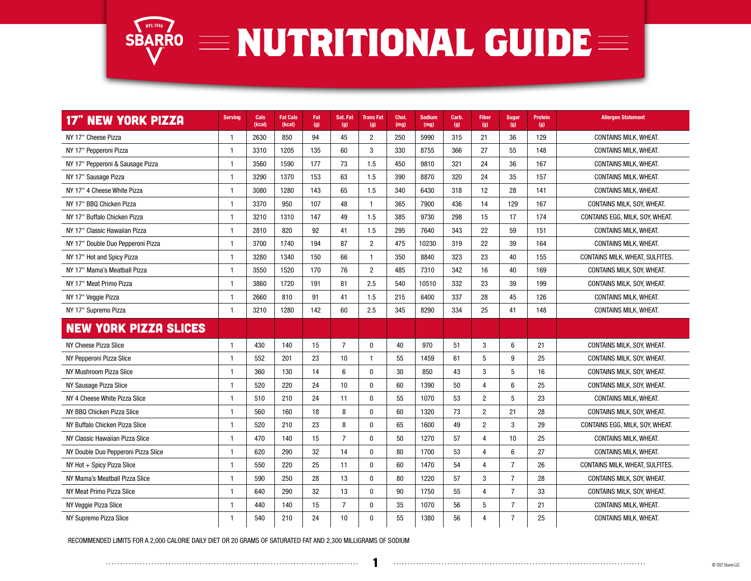# SBARRO NUTRITIONAL GUIDE

| 17" NEW YORK PIZZA | Serving | Cals (kcal) | Fat Cals (kcal) | Fat (g) | Sat. Fat (g) | Trans Fat (g) | Chol. (mg) | Sodium (mg) | Carb. (g) | Fiber (g) | Sugar (g) | Protein (g) | Allergen Statement |
|---|---|---|---|---|---|---|---|---|---|---|---|---|---|
| NY 17" Cheese Pizza | 1 | 2630 | 850 | 94 | 45 | 2 | 250 | 5990 | 315 | 21 | 36 | 129 | CONTAINS MILK, WHEAT. |
| NY 17" Pepperoni Pizza | 1 | 3310 | 1205 | 135 | 60 | 3 | 330 | 8755 | 366 | 27 | 55 | 148 | CONTAINS MILK, WHEAT. |
| NY 17" Pepperoni & Sausage Pizza | 1 | 3560 | 1590 | 177 | 73 | 1.5 | 450 | 9810 | 321 | 24 | 36 | 167 | CONTAINS MILK, WHEAT. |
| NY 17" Sausage Pizza | 1 | 3290 | 1370 | 153 | 63 | 1.5 | 390 | 8870 | 320 | 24 | 35 | 157 | CONTAINS MILK, WHEAT. |
| NY 17" 4 Cheese White Pizza | 1 | 3080 | 1280 | 143 | 65 | 1.5 | 340 | 6430 | 318 | 12 | 28 | 141 | CONTAINS MILK, WHEAT. |
| NY 17" BBQ Chicken Pizza | 1 | 3370 | 950 | 107 | 48 | 1 | 365 | 7900 | 436 | 14 | 129 | 167 | CONTAINS MILK, SOY, WHEAT. |
| NY 17" Buffalo Chicken Pizza | 1 | 3210 | 1310 | 147 | 49 | 1.5 | 385 | 9730 | 298 | 15 | 17 | 174 | CONTAINS EGG, MILK, SOY, WHEAT. |
| NY 17" Classic Hawaiian Pizza | 1 | 2810 | 820 | 92 | 41 | 1.5 | 295 | 7640 | 343 | 22 | 59 | 151 | CONTAINS MILK, WHEAT. |
| NY 17" Double Duo Pepperoni Pizza | 1 | 3700 | 1740 | 194 | 87 | 2 | 475 | 10230 | 319 | 22 | 39 | 164 | CONTAINS MILK, WHEAT. |
| NY 17" Hot and Spicy Pizza | 1 | 3280 | 1340 | 150 | 66 | 1 | 350 | 8840 | 323 | 23 | 40 | 155 | CONTAINS MILK, WHEAT, SULFITES. |
| NY 17" Mama's Meatball Pizza | 1 | 3550 | 1520 | 170 | 76 | 2 | 485 | 7310 | 342 | 16 | 40 | 169 | CONTAINS MILK, SOY, WHEAT. |
| NY 17" Meat Primo Pizza | 1 | 3860 | 1720 | 191 | 81 | 2.5 | 540 | 10510 | 332 | 23 | 39 | 199 | CONTAINS MILK, SOY, WHEAT. |
| NY 17" Veggie Pizza | 1 | 2660 | 810 | 91 | 41 | 1.5 | 215 | 6400 | 337 | 28 | 45 | 126 | CONTAINS MILK, WHEAT. |
| NY 17" Supremo Pizza | 1 | 3210 | 1280 | 142 | 60 | 2.5 | 345 | 8290 | 334 | 25 | 41 | 148 | CONTAINS MILK, WHEAT. |
| **NEW YORK PIZZA SLICES** | | | | | | | | | | | | | |
| NY Cheese Pizza Slice | 1 | 430 | 140 | 15 | 7 | 0 | 40 | 970 | 51 | 3 | 6 | 21 | CONTAINS MILK, SOY, WHEAT. |
| NY Pepperoni Pizza Slice | 1 | 552 | 201 | 23 | 10 | 1 | 55 | 1459 | 61 | 5 | 9 | 25 | CONTAINS MILK, SOY, WHEAT. |
| NY Mushroom Pizza Slice | 1 | 360 | 130 | 14 | 6 | 0 | 30 | 850 | 43 | 3 | 5 | 16 | CONTAINS MILK, SOY, WHEAT. |
| NY Sausage Pizza Slice | 1 | 520 | 220 | 24 | 10 | 0 | 60 | 1390 | 50 | 4 | 6 | 25 | CONTAINS MILK, SOY, WHEAT. |
| NY 4 Cheese White Pizza Slice | 1 | 510 | 210 | 24 | 11 | 0 | 55 | 1070 | 53 | 2 | 5 | 23 | CONTAINS MILK, WHEAT. |
| NY BBQ Chicken Pizza Slice | 1 | 560 | 160 | 18 | 8 | 0 | 60 | 1320 | 73 | 2 | 21 | 28 | CONTAINS MILK, SOY, WHEAT. |
| NY Buffalo Chicken Pizza Slice | 1 | 520 | 210 | 23 | 8 | 0 | 65 | 1600 | 49 | 2 | 3 | 29 | CONTAINS EGG, MILK, SOY, WHEAT. |
| NY Classic Hawaiian Pizza Slice | 1 | 470 | 140 | 15 | 7 | 0 | 50 | 1270 | 57 | 4 | 10 | 25 | CONTAINS MILK, WHEAT. |
| NY Double Duo Pepperoni Pizza Slice | 1 | 620 | 290 | 32 | 14 | 0 | 80 | 1700 | 53 | 4 | 6 | 27 | CONTAINS MILK, WHEAT. |
| NY Hot + Spicy Pizza Slice | 1 | 550 | 220 | 25 | 11 | 0 | 60 | 1470 | 54 | 4 | 7 | 26 | CONTAINS MILK, WHEAT, SULFITES. |
| NY Mama's Meatball Pizza Slice | 1 | 590 | 250 | 28 | 13 | 0 | 80 | 1220 | 57 | 3 | 7 | 28 | CONTAINS MILK, SOY, WHEAT. |
| NY Meat Primo Pizza Slice | 1 | 640 | 290 | 32 | 13 | 0 | 90 | 1750 | 55 | 4 | 7 | 33 | CONTAINS MILK, SOY, WHEAT. |
| NY Veggie Pizza Slice | 1 | 440 | 140 | 15 | 7 | 0 | 35 | 1070 | 56 | 5 | 7 | 21 | CONTAINS MILK, WHEAT. |
| NY Supremo Pizza Slice | 1 | 540 | 210 | 24 | 10 | 0 | 55 | 1380 | 56 | 4 | 7 | 25 | CONTAINS MILK, WHEAT. |

RECOMMENDED LIMITS FOR A 2,000 CALORIE DAILY DIET OR 20 GRAMS OF SATURATED FAT AND 2,300 MILLIGRAMS OF SODIUM

© 2017 Sbarro LLC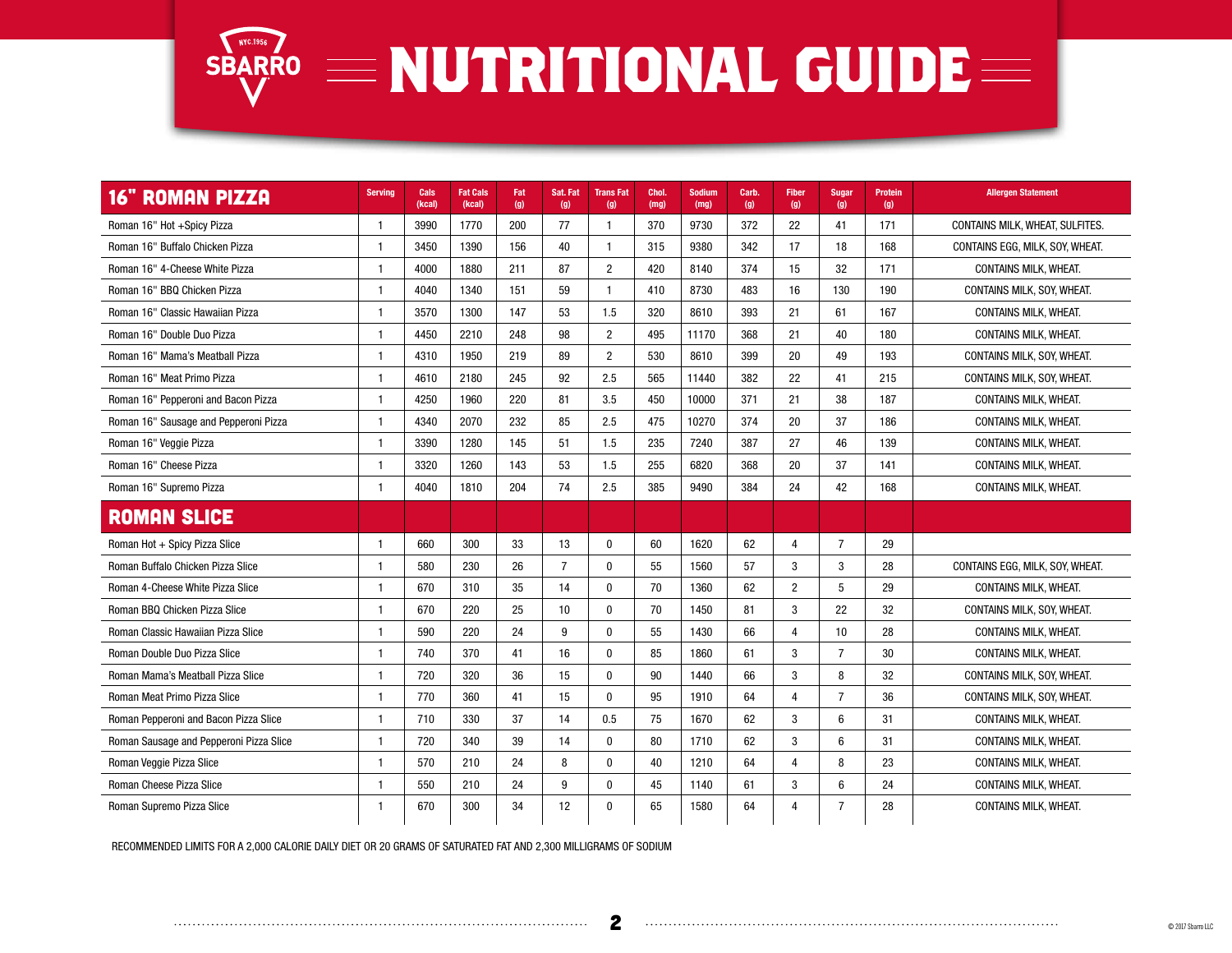# NUTRITIONAL GUIDE

| 16" ROMAN PIZZA | Serving | Cals (kcal) | Fat Cals (kcal) | Fat (g) | Sat. Fat (g) | Trans Fat (g) | Chol. (mg) | Sodium (mg) | Carb. (g) | Fiber (g) | Sugar (g) | Protein (g) | Allergen Statement |
|---|---|---|---|---|---|---|---|---|---|---|---|---|---|
| Roman 16" Hot +Spicy Pizza | 1 | 3990 | 1770 | 200 | 77 | 1 | 370 | 9730 | 372 | 22 | 41 | 171 | CONTAINS MILK, WHEAT, SULFITES. |
| Roman 16" Buffalo Chicken Pizza | 1 | 3450 | 1390 | 156 | 40 | 1 | 315 | 9380 | 342 | 17 | 18 | 168 | CONTAINS EGG, MILK, SOY, WHEAT. |
| Roman 16" 4-Cheese White Pizza | 1 | 4000 | 1880 | 211 | 87 | 2 | 420 | 8140 | 374 | 15 | 32 | 171 | CONTAINS MILK, WHEAT. |
| Roman 16" BBQ Chicken Pizza | 1 | 4040 | 1340 | 151 | 59 | 1 | 410 | 8730 | 483 | 16 | 130 | 190 | CONTAINS MILK, SOY, WHEAT. |
| Roman 16" Classic Hawaiian Pizza | 1 | 3570 | 1300 | 147 | 53 | 1.5 | 320 | 8610 | 393 | 21 | 61 | 167 | CONTAINS MILK, WHEAT. |
| Roman 16" Double Duo Pizza | 1 | 4450 | 2210 | 248 | 98 | 2 | 495 | 11170 | 368 | 21 | 40 | 180 | CONTAINS MILK, WHEAT. |
| Roman 16" Mama's Meatball Pizza | 1 | 4310 | 1950 | 219 | 89 | 2 | 530 | 8610 | 399 | 20 | 49 | 193 | CONTAINS MILK, SOY, WHEAT. |
| Roman 16" Meat Primo Pizza | 1 | 4610 | 2180 | 245 | 92 | 2.5 | 565 | 11440 | 382 | 22 | 41 | 215 | CONTAINS MILK, SOY, WHEAT. |
| Roman 16" Pepperoni and Bacon Pizza | 1 | 4250 | 1960 | 220 | 81 | 3.5 | 450 | 10000 | 371 | 21 | 38 | 187 | CONTAINS MILK, WHEAT. |
| Roman 16" Sausage and Pepperoni Pizza | 1 | 4340 | 2070 | 232 | 85 | 2.5 | 475 | 10270 | 374 | 20 | 37 | 186 | CONTAINS MILK, WHEAT. |
| Roman 16" Veggie Pizza | 1 | 3390 | 1280 | 145 | 51 | 1.5 | 235 | 7240 | 387 | 27 | 46 | 139 | CONTAINS MILK, WHEAT. |
| Roman 16" Cheese Pizza | 1 | 3320 | 1260 | 143 | 53 | 1.5 | 255 | 6820 | 368 | 20 | 37 | 141 | CONTAINS MILK, WHEAT. |
| Roman 16" Supremo Pizza | 1 | 4040 | 1810 | 204 | 74 | 2.5 | 385 | 9490 | 384 | 24 | 42 | 168 | CONTAINS MILK, WHEAT. |
| **ROMAN SLICE** | | | | | | | | | | | | | |
| Roman Hot + Spicy Pizza Slice | 1 | 660 | 300 | 33 | 13 | 0 | 60 | 1620 | 62 | 4 | 7 | 29 | |
| Roman Buffalo Chicken Pizza Slice | 1 | 580 | 230 | 26 | 7 | 0 | 55 | 1560 | 57 | 3 | 3 | 28 | CONTAINS EGG, MILK, SOY, WHEAT. |
| Roman 4-Cheese White Pizza Slice | 1 | 670 | 310 | 35 | 14 | 0 | 70 | 1360 | 62 | 2 | 5 | 29 | CONTAINS MILK, WHEAT. |
| Roman BBQ Chicken Pizza Slice | 1 | 670 | 220 | 25 | 10 | 0 | 70 | 1450 | 81 | 3 | 22 | 32 | CONTAINS MILK, SOY, WHEAT. |
| Roman Classic Hawaiian Pizza Slice | 1 | 590 | 220 | 24 | 9 | 0 | 55 | 1430 | 66 | 4 | 10 | 28 | CONTAINS MILK, WHEAT. |
| Roman Double Duo Pizza Slice | 1 | 740 | 370 | 41 | 16 | 0 | 85 | 1860 | 61 | 3 | 7 | 30 | CONTAINS MILK, WHEAT. |
| Roman Mama's Meatball Pizza Slice | 1 | 720 | 320 | 36 | 15 | 0 | 90 | 1440 | 66 | 3 | 8 | 32 | CONTAINS MILK, SOY, WHEAT. |
| Roman Meat Primo Pizza Slice | 1 | 770 | 360 | 41 | 15 | 0 | 95 | 1910 | 64 | 4 | 7 | 36 | CONTAINS MILK, SOY, WHEAT. |
| Roman Pepperoni and Bacon Pizza Slice | 1 | 710 | 330 | 37 | 14 | 0.5 | 75 | 1670 | 62 | 3 | 6 | 31 | CONTAINS MILK, WHEAT. |
| Roman Sausage and Pepperoni Pizza Slice | 1 | 720 | 340 | 39 | 14 | 0 | 80 | 1710 | 62 | 3 | 6 | 31 | CONTAINS MILK, WHEAT. |
| Roman Veggie Pizza Slice | 1 | 570 | 210 | 24 | 8 | 0 | 40 | 1210 | 64 | 4 | 8 | 23 | CONTAINS MILK, WHEAT. |
| Roman Cheese Pizza Slice | 1 | 550 | 210 | 24 | 9 | 0 | 45 | 1140 | 61 | 3 | 6 | 24 | CONTAINS MILK, WHEAT. |
| Roman Supremo Pizza Slice | 1 | 670 | 300 | 34 | 12 | 0 | 65 | 1580 | 64 | 4 | 7 | 28 | CONTAINS MILK, WHEAT. |

RECOMMENDED LIMITS FOR A 2,000 CALORIE DAILY DIET OR 20 GRAMS OF SATURATED FAT AND 2,300 MILLIGRAMS OF SODIUM

© 2017 Sbarro LLC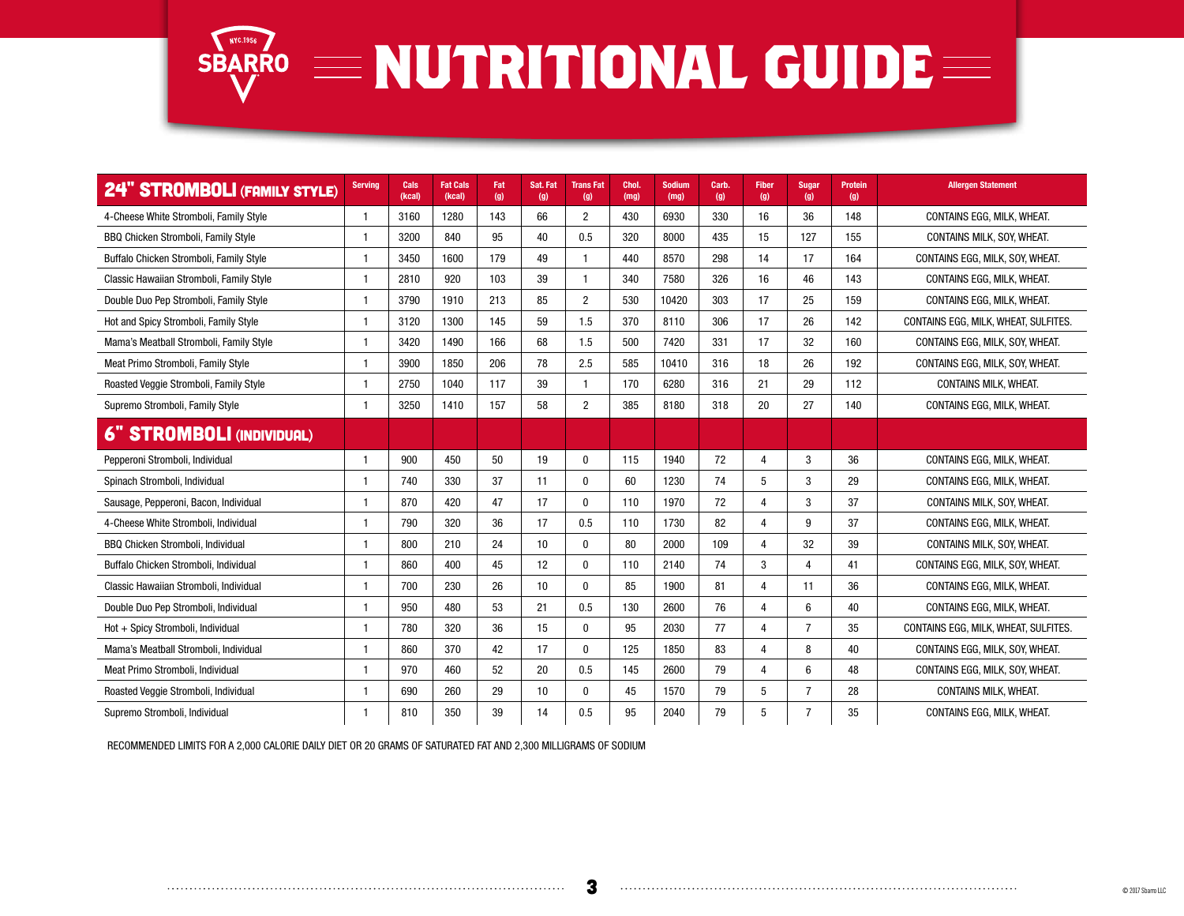# SBARRO NUTRITIONAL GUIDE

| 24" STROMBOLI (FAMILY STYLE) | Serving | Cals (kcal) | Fat Cals (kcal) | Fat (g) | Sat. Fat (g) | Trans Fat (g) | Chol. (mg) | Sodium (mg) | Carb. (g) | Fiber (g) | Sugar (g) | Protein (g) | Allergen Statement |
|---|---|---|---|---|---|---|---|---|---|---|---|---|---|
| 4-Cheese White Stromboli, Family Style | 1 | 3160 | 1280 | 143 | 66 | 2 | 430 | 6930 | 330 | 16 | 36 | 148 | CONTAINS EGG, MILK, WHEAT. |
| BBQ Chicken Stromboli, Family Style | 1 | 3200 | 840 | 95 | 40 | 0.5 | 320 | 8000 | 435 | 15 | 127 | 155 | CONTAINS MILK, SOY, WHEAT. |
| Buffalo Chicken Stromboli, Family Style | 1 | 3450 | 1600 | 179 | 49 | 1 | 440 | 8570 | 298 | 14 | 17 | 164 | CONTAINS EGG, MILK, SOY, WHEAT. |
| Classic Hawaiian Stromboli, Family Style | 1 | 2810 | 920 | 103 | 39 | 1 | 340 | 7580 | 326 | 16 | 46 | 143 | CONTAINS EGG, MILK, WHEAT. |
| Double Duo Pep Stromboli, Family Style | 1 | 3790 | 1910 | 213 | 85 | 2 | 530 | 10420 | 303 | 17 | 25 | 159 | CONTAINS EGG, MILK, WHEAT. |
| Hot and Spicy Stromboli, Family Style | 1 | 3120 | 1300 | 145 | 59 | 1.5 | 370 | 8110 | 306 | 17 | 26 | 142 | CONTAINS EGG, MILK, WHEAT, SULFITES. |
| Mama's Meatball Stromboli, Family Style | 1 | 3420 | 1490 | 166 | 68 | 1.5 | 500 | 7420 | 331 | 17 | 32 | 160 | CONTAINS EGG, MILK, SOY, WHEAT. |
| Meat Primo Stromboli, Family Style | 1 | 3900 | 1850 | 206 | 78 | 2.5 | 585 | 10410 | 316 | 18 | 26 | 192 | CONTAINS EGG, MILK, SOY, WHEAT. |
| Roasted Veggie Stromboli, Family Style | 1 | 2750 | 1040 | 117 | 39 | 1 | 170 | 6280 | 316 | 21 | 29 | 112 | CONTAINS MILK, WHEAT. |
| Supremo Stromboli, Family Style | 1 | 3250 | 1410 | 157 | 58 | 2 | 385 | 8180 | 318 | 20 | 27 | 140 | CONTAINS EGG, MILK, WHEAT. |
| **6" STROMBOLI (INDIVIDUAL)** | | | | | | | | | | | | | |
| Pepperoni Stromboli, Individual | 1 | 900 | 450 | 50 | 19 | 0 | 115 | 1940 | 72 | 4 | 3 | 36 | CONTAINS EGG, MILK, WHEAT. |
| Spinach Stromboli, Individual | 1 | 740 | 330 | 37 | 11 | 0 | 60 | 1230 | 74 | 5 | 3 | 29 | CONTAINS EGG, MILK, WHEAT. |
| Sausage, Pepperoni, Bacon, Individual | 1 | 870 | 420 | 47 | 17 | 0 | 110 | 1970 | 72 | 4 | 3 | 37 | CONTAINS MILK, SOY, WHEAT. |
| 4-Cheese White Stromboli, Individual | 1 | 790 | 320 | 36 | 17 | 0.5 | 110 | 1730 | 82 | 4 | 9 | 37 | CONTAINS EGG, MILK, WHEAT. |
| BBQ Chicken Stromboli, Individual | 1 | 800 | 210 | 24 | 10 | 0 | 80 | 2000 | 109 | 4 | 32 | 39 | CONTAINS MILK, SOY, WHEAT. |
| Buffalo Chicken Stromboli, Individual | 1 | 860 | 400 | 45 | 12 | 0 | 110 | 2140 | 74 | 3 | 4 | 41 | CONTAINS EGG, MILK, SOY, WHEAT. |
| Classic Hawaiian Stromboli, Individual | 1 | 700 | 230 | 26 | 10 | 0 | 85 | 1900 | 81 | 4 | 11 | 36 | CONTAINS EGG, MILK, WHEAT. |
| Double Duo Pep Stromboli, Individual | 1 | 950 | 480 | 53 | 21 | 0.5 | 130 | 2600 | 76 | 4 | 6 | 40 | CONTAINS EGG, MILK, WHEAT. |
| Hot + Spicy Stromboli, Individual | 1 | 780 | 320 | 36 | 15 | 0 | 95 | 2030 | 77 | 4 | 7 | 35 | CONTAINS EGG, MILK, WHEAT, SULFITES. |
| Mama's Meatball Stromboli, Individual | 1 | 860 | 370 | 42 | 17 | 0 | 125 | 1850 | 83 | 4 | 8 | 40 | CONTAINS EGG, MILK, SOY, WHEAT. |
| Meat Primo Stromboli, Individual | 1 | 970 | 460 | 52 | 20 | 0.5 | 145 | 2600 | 79 | 4 | 6 | 48 | CONTAINS EGG, MILK, SOY, WHEAT. |
| Roasted Veggie Stromboli, Individual | 1 | 690 | 260 | 29 | 10 | 0 | 45 | 1570 | 79 | 5 | 7 | 28 | CONTAINS MILK, WHEAT. |
| Supremo Stromboli, Individual | 1 | 810 | 350 | 39 | 14 | 0.5 | 95 | 2040 | 79 | 5 | 7 | 35 | CONTAINS EGG, MILK, WHEAT. |

RECOMMENDED LIMITS FOR A 2,000 CALORIE DAILY DIET OR 20 GRAMS OF SATURATED FAT AND 2,300 MILLIGRAMS OF SODIUM

© 2017 Sbarro LLC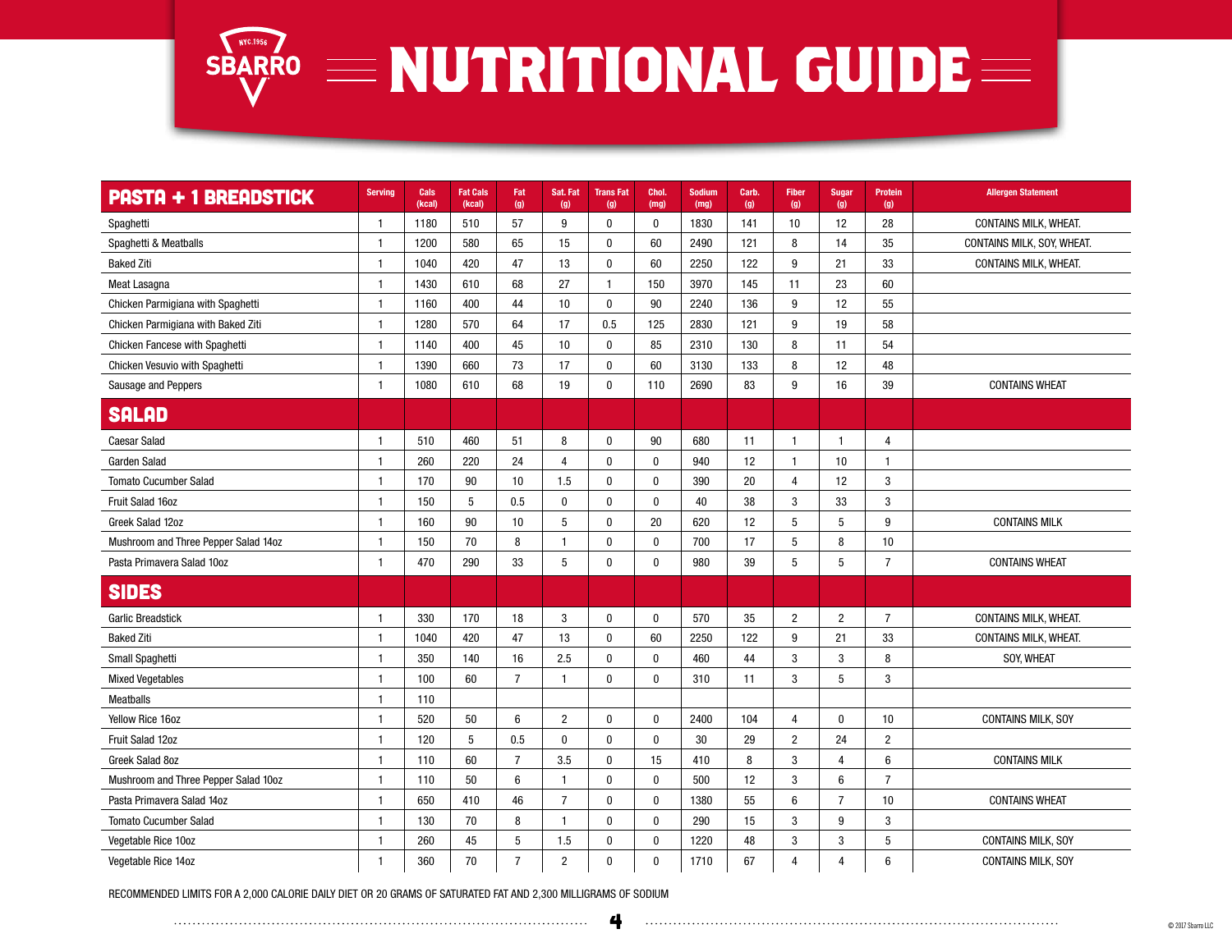# SBARRO NUTRITIONAL GUIDE

| PASTA + 1 BREADSTICK | Serving | Cals (kcal) | Fat Cals (kcal) | Fat (g) | Sat. Fat (g) | Trans Fat (g) | Chol. (mg) | Sodium (mg) | Carb. (g) | Fiber (g) | Sugar (g) | Protein (g) | Allergen Statement |
|---|---|---|---|---|---|---|---|---|---|---|---|---|---|
| Spaghetti | 1 | 1180 | 510 | 57 | 9 | 0 | 0 | 1830 | 141 | 10 | 12 | 28 | CONTAINS MILK, WHEAT. |
| Spaghetti & Meatballs | 1 | 1200 | 580 | 65 | 15 | 0 | 60 | 2490 | 121 | 8 | 14 | 35 | CONTAINS MILK, SOY, WHEAT. |
| Baked Ziti | 1 | 1040 | 420 | 47 | 13 | 0 | 60 | 2250 | 122 | 9 | 21 | 33 | CONTAINS MILK, WHEAT. |
| Meat Lasagna | 1 | 1430 | 610 | 68 | 27 | 1 | 150 | 3970 | 145 | 11 | 23 | 60 | |
| Chicken Parmigiana with Spaghetti | 1 | 1160 | 400 | 44 | 10 | 0 | 90 | 2240 | 136 | 9 | 12 | 55 | |
| Chicken Parmigiana with Baked Ziti | 1 | 1280 | 570 | 64 | 17 | 0.5 | 125 | 2830 | 121 | 9 | 19 | 58 | |
| Chicken Fancese with Spaghetti | 1 | 1140 | 400 | 45 | 10 | 0 | 85 | 2310 | 130 | 8 | 11 | 54 | |
| Chicken Vesuvio with Spaghetti | 1 | 1390 | 660 | 73 | 17 | 0 | 60 | 3130 | 133 | 8 | 12 | 48 | |
| Sausage and Peppers | 1 | 1080 | 610 | 68 | 19 | 0 | 110 | 2690 | 83 | 9 | 16 | 39 | CONTAINS WHEAT |
| **SALAD** | | | | | | | | | | | | | |
| Caesar Salad | 1 | 510 | 460 | 51 | 8 | 0 | 90 | 680 | 11 | 1 | 1 | 4 | |
| Garden Salad | 1 | 260 | 220 | 24 | 4 | 0 | 0 | 940 | 12 | 1 | 10 | 1 | |
| Tomato Cucumber Salad | 1 | 170 | 90 | 10 | 1.5 | 0 | 0 | 390 | 20 | 4 | 12 | 3 | |
| Fruit Salad 16oz | 1 | 150 | 5 | 0.5 | 0 | 0 | 0 | 40 | 38 | 3 | 33 | 3 | |
| Greek Salad 12oz | 1 | 160 | 90 | 10 | 5 | 0 | 20 | 620 | 12 | 5 | 5 | 9 | CONTAINS MILK |
| Mushroom and Three Pepper Salad 14oz | 1 | 150 | 70 | 8 | 1 | 0 | 0 | 700 | 17 | 5 | 8 | 10 | |
| Pasta Primavera Salad 10oz | 1 | 470 | 290 | 33 | 5 | 0 | 0 | 980 | 39 | 5 | 5 | 7 | CONTAINS WHEAT |
| **SIDES** | | | | | | | | | | | | | |
| Garlic Breadstick | 1 | 330 | 170 | 18 | 3 | 0 | 0 | 570 | 35 | 2 | 2 | 7 | CONTAINS MILK, WHEAT. |
| Baked Ziti | 1 | 1040 | 420 | 47 | 13 | 0 | 60 | 2250 | 122 | 9 | 21 | 33 | CONTAINS MILK, WHEAT. |
| Small Spaghetti | 1 | 350 | 140 | 16 | 2.5 | 0 | 0 | 460 | 44 | 3 | 3 | 8 | SOY, WHEAT |
| Mixed Vegetables | 1 | 100 | 60 | 7 | 1 | 0 | 0 | 310 | 11 | 3 | 5 | 3 | |
| Meatballs | 1 | 110 | | | | | | | | | | | |
| Yellow Rice 16oz | 1 | 520 | 50 | 6 | 2 | 0 | 0 | 2400 | 104 | 4 | 0 | 10 | CONTAINS MILK, SOY |
| Fruit Salad 12oz | 1 | 120 | 5 | 0.5 | 0 | 0 | 0 | 30 | 29 | 2 | 24 | 2 | |
| Greek Salad 8oz | 1 | 110 | 60 | 7 | 3.5 | 0 | 15 | 410 | 8 | 3 | 4 | 6 | CONTAINS MILK |
| Mushroom and Three Pepper Salad 10oz | 1 | 110 | 50 | 6 | 1 | 0 | 0 | 500 | 12 | 3 | 6 | 7 | |
| Pasta Primavera Salad 14oz | 1 | 650 | 410 | 46 | 7 | 0 | 0 | 1380 | 55 | 6 | 7 | 10 | CONTAINS WHEAT |
| Tomato Cucumber Salad | 1 | 130 | 70 | 8 | 1 | 0 | 0 | 290 | 15 | 3 | 9 | 3 | |
| Vegetable Rice 10oz | 1 | 260 | 45 | 5 | 1.5 | 0 | 0 | 1220 | 48 | 3 | 3 | 5 | CONTAINS MILK, SOY |
| Vegetable Rice 14oz | 1 | 360 | 70 | 7 | 2 | 0 | 0 | 1710 | 67 | 4 | 4 | 6 | CONTAINS MILK, SOY |

RECOMMENDED LIMITS FOR A 2,000 CALORIE DAILY DIET OR 20 GRAMS OF SATURATED FAT AND 2,300 MILLIGRAMS OF SODIUM

© 2017 Sbarro LLC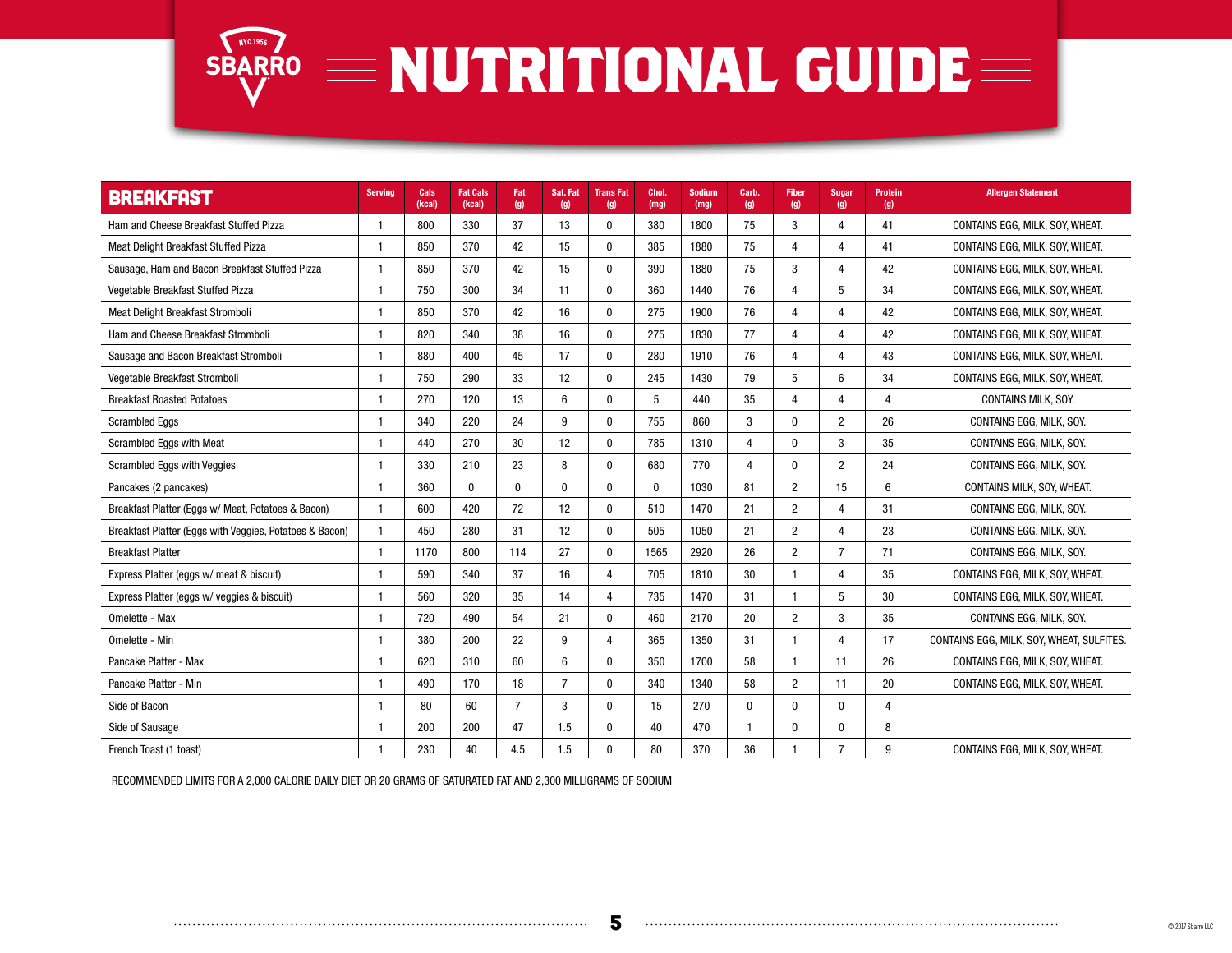# SBARRO NUTRITIONAL GUIDE

| BREAKFAST | Serving | Cals (kcal) | Fat Cals (kcal) | Fat (g) | Sat. Fat (g) | Trans Fat (g) | Chol. (mg) | Sodium (mg) | Carb. (g) | Fiber (g) | Sugar (g) | Protein (g) | Allergen Statement |
|---|---|---|---|---|---|---|---|---|---|---|---|---|---|
| Ham and Cheese Breakfast Stuffed Pizza | 1 | 800 | 330 | 37 | 13 | 0 | 380 | 1800 | 75 | 3 | 4 | 41 | CONTAINS EGG, MILK, SOY, WHEAT. |
| Meat Delight Breakfast Stuffed Pizza | 1 | 850 | 370 | 42 | 15 | 0 | 385 | 1880 | 75 | 4 | 4 | 41 | CONTAINS EGG, MILK, SOY, WHEAT. |
| Sausage, Ham and Bacon Breakfast Stuffed Pizza | 1 | 850 | 370 | 42 | 15 | 0 | 390 | 1880 | 75 | 3 | 4 | 42 | CONTAINS EGG, MILK, SOY, WHEAT. |
| Vegetable Breakfast Stuffed Pizza | 1 | 750 | 300 | 34 | 11 | 0 | 360 | 1440 | 76 | 4 | 5 | 34 | CONTAINS EGG, MILK, SOY, WHEAT. |
| Meat Delight Breakfast Stromboli | 1 | 850 | 370 | 42 | 16 | 0 | 275 | 1900 | 76 | 4 | 4 | 42 | CONTAINS EGG, MILK, SOY, WHEAT. |
| Ham and Cheese Breakfast Stromboli | 1 | 820 | 340 | 38 | 16 | 0 | 275 | 1830 | 77 | 4 | 4 | 42 | CONTAINS EGG, MILK, SOY, WHEAT. |
| Sausage and Bacon Breakfast Stromboli | 1 | 880 | 400 | 45 | 17 | 0 | 280 | 1910 | 76 | 4 | 4 | 43 | CONTAINS EGG, MILK, SOY, WHEAT. |
| Vegetable Breakfast Stromboli | 1 | 750 | 290 | 33 | 12 | 0 | 245 | 1430 | 79 | 5 | 6 | 34 | CONTAINS EGG, MILK, SOY, WHEAT. |
| Breakfast Roasted Potatoes | 1 | 270 | 120 | 13 | 6 | 0 | 5 | 440 | 35 | 4 | 4 | 4 | CONTAINS MILK, SOY. |
| Scrambled Eggs | 1 | 340 | 220 | 24 | 9 | 0 | 755 | 860 | 3 | 0 | 2 | 26 | CONTAINS EGG, MILK, SOY. |
| Scrambled Eggs with Meat | 1 | 440 | 270 | 30 | 12 | 0 | 785 | 1310 | 4 | 0 | 3 | 35 | CONTAINS EGG, MILK, SOY. |
| Scrambled Eggs with Veggies | 1 | 330 | 210 | 23 | 8 | 0 | 680 | 770 | 4 | 0 | 2 | 24 | CONTAINS EGG, MILK, SOY. |
| Pancakes (2 pancakes) | 1 | 360 | 0 | 0 | 0 | 0 | 0 | 1030 | 81 | 2 | 15 | 6 | CONTAINS MILK, SOY, WHEAT. |
| Breakfast Platter (Eggs w/ Meat, Potatoes & Bacon) | 1 | 600 | 420 | 72 | 12 | 0 | 510 | 1470 | 21 | 2 | 4 | 31 | CONTAINS EGG, MILK, SOY. |
| Breakfast Platter (Eggs with Veggies, Potatoes & Bacon) | 1 | 450 | 280 | 31 | 12 | 0 | 505 | 1050 | 21 | 2 | 4 | 23 | CONTAINS EGG, MILK, SOY. |
| Breakfast Platter | 1 | 1170 | 800 | 114 | 27 | 0 | 1565 | 2920 | 26 | 2 | 7 | 71 | CONTAINS EGG, MILK, SOY. |
| Express Platter (eggs w/ meat & biscuit) | 1 | 590 | 340 | 37 | 16 | 4 | 705 | 1810 | 30 | 1 | 4 | 35 | CONTAINS EGG, MILK, SOY, WHEAT. |
| Express Platter (eggs w/ veggies & biscuit) | 1 | 560 | 320 | 35 | 14 | 4 | 735 | 1470 | 31 | 1 | 5 | 30 | CONTAINS EGG, MILK, SOY, WHEAT. |
| Omelette - Max | 1 | 720 | 490 | 54 | 21 | 0 | 460 | 2170 | 20 | 2 | 3 | 35 | CONTAINS EGG, MILK, SOY. |
| Omelette - Min | 1 | 380 | 200 | 22 | 9 | 4 | 365 | 1350 | 31 | 1 | 4 | 17 | CONTAINS EGG, MILK, SOY, WHEAT, SULFITES. |
| Pancake Platter - Max | 1 | 620 | 310 | 60 | 6 | 0 | 350 | 1700 | 58 | 1 | 11 | 26 | CONTAINS EGG, MILK, SOY, WHEAT. |
| Pancake Platter - Min | 1 | 490 | 170 | 18 | 7 | 0 | 340 | 1340 | 58 | 2 | 11 | 20 | CONTAINS EGG, MILK, SOY, WHEAT. |
| Side of Bacon | 1 | 80 | 60 | 7 | 3 | 0 | 15 | 270 | 0 | 0 | 0 | 4 | |
| Side of Sausage | 1 | 200 | 200 | 47 | 1.5 | 0 | 40 | 470 | 1 | 0 | 0 | 8 | |
| French Toast (1 toast) | 1 | 230 | 40 | 4.5 | 1.5 | 0 | 80 | 370 | 36 | 1 | 7 | 9 | CONTAINS EGG, MILK, SOY, WHEAT. |

RECOMMENDED LIMITS FOR A 2,000 CALORIE DAILY DIET OR 20 GRAMS OF SATURATED FAT AND 2,300 MILLIGRAMS OF SODIUM

© 2017 Sbarro LLC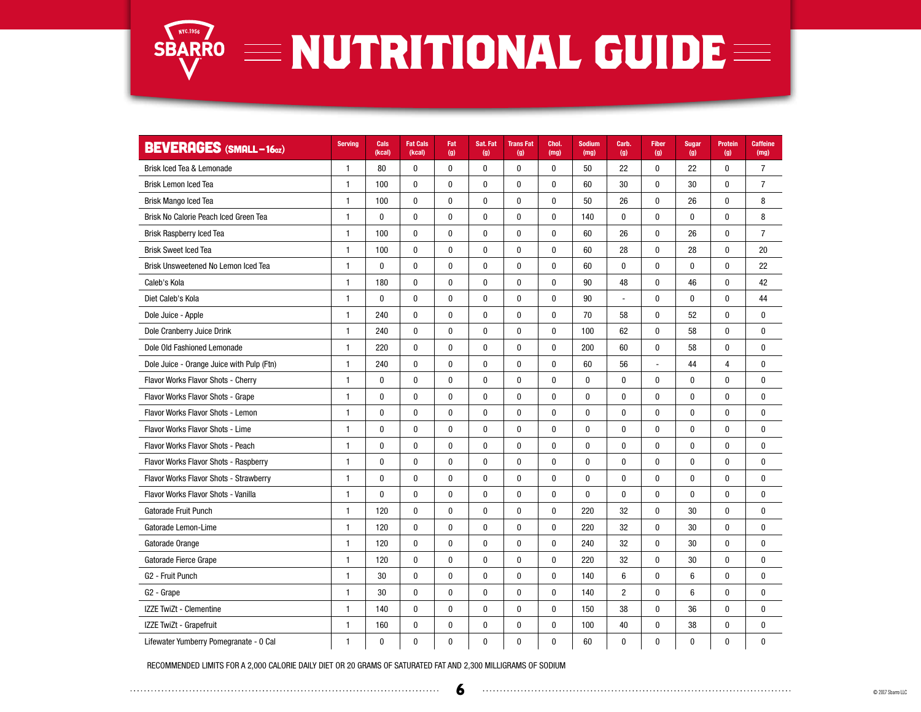# NUTRITIONAL GUIDE

| BEVERAGES (SMALL – 16oz) | Serving | Cals (kcal) | Fat Cals (kcal) | Fat (g) | Sat. Fat (g) | Trans Fat (g) | Chol. (mg) | Sodium (mg) | Carb. (g) | Fiber (g) | Sugar (g) | Protein (g) | Caffeine (mg) |
|---|---|---|---|---|---|---|---|---|---|---|---|---|---|
| Brisk Iced Tea & Lemonade | 1 | 80 | 0 | 0 | 0 | 0 | 0 | 50 | 22 | 0 | 22 | 0 | 7 |
| Brisk Lemon Iced Tea | 1 | 100 | 0 | 0 | 0 | 0 | 0 | 60 | 30 | 0 | 30 | 0 | 7 |
| Brisk Mango Iced Tea | 1 | 100 | 0 | 0 | 0 | 0 | 0 | 50 | 26 | 0 | 26 | 0 | 8 |
| Brisk No Calorie Peach Iced Green Tea | 1 | 0 | 0 | 0 | 0 | 0 | 0 | 140 | 0 | 0 | 0 | 0 | 8 |
| Brisk Raspberry Iced Tea | 1 | 100 | 0 | 0 | 0 | 0 | 0 | 60 | 26 | 0 | 26 | 0 | 7 |
| Brisk Sweet Iced Tea | 1 | 100 | 0 | 0 | 0 | 0 | 0 | 60 | 28 | 0 | 28 | 0 | 20 |
| Brisk Unsweetened No Lemon Iced Tea | 1 | 0 | 0 | 0 | 0 | 0 | 0 | 60 | 0 | 0 | 0 | 0 | 22 |
| Caleb's Kola | 1 | 180 | 0 | 0 | 0 | 0 | 0 | 90 | 48 | 0 | 46 | 0 | 42 |
| Diet Caleb's Kola | 1 | 0 | 0 | 0 | 0 | 0 | 0 | 90 | - | 0 | 0 | 0 | 44 |
| Dole Juice - Apple | 1 | 240 | 0 | 0 | 0 | 0 | 0 | 70 | 58 | 0 | 52 | 0 | 0 |
| Dole Cranberry Juice Drink | 1 | 240 | 0 | 0 | 0 | 0 | 0 | 100 | 62 | 0 | 58 | 0 | 0 |
| Dole Old Fashioned Lemonade | 1 | 220 | 0 | 0 | 0 | 0 | 0 | 200 | 60 | 0 | 58 | 0 | 0 |
| Dole Juice - Orange Juice with Pulp (Ftn) | 1 | 240 | 0 | 0 | 0 | 0 | 0 | 60 | 56 | - | 44 | 4 | 0 |
| Flavor Works Flavor Shots - Cherry | 1 | 0 | 0 | 0 | 0 | 0 | 0 | 0 | 0 | 0 | 0 | 0 | 0 |
| Flavor Works Flavor Shots - Grape | 1 | 0 | 0 | 0 | 0 | 0 | 0 | 0 | 0 | 0 | 0 | 0 | 0 |
| Flavor Works Flavor Shots - Lemon | 1 | 0 | 0 | 0 | 0 | 0 | 0 | 0 | 0 | 0 | 0 | 0 | 0 |
| Flavor Works Flavor Shots - Lime | 1 | 0 | 0 | 0 | 0 | 0 | 0 | 0 | 0 | 0 | 0 | 0 | 0 |
| Flavor Works Flavor Shots - Peach | 1 | 0 | 0 | 0 | 0 | 0 | 0 | 0 | 0 | 0 | 0 | 0 | 0 |
| Flavor Works Flavor Shots - Raspberry | 1 | 0 | 0 | 0 | 0 | 0 | 0 | 0 | 0 | 0 | 0 | 0 | 0 |
| Flavor Works Flavor Shots - Strawberry | 1 | 0 | 0 | 0 | 0 | 0 | 0 | 0 | 0 | 0 | 0 | 0 | 0 |
| Flavor Works Flavor Shots - Vanilla | 1 | 0 | 0 | 0 | 0 | 0 | 0 | 0 | 0 | 0 | 0 | 0 | 0 |
| Gatorade Fruit Punch | 1 | 120 | 0 | 0 | 0 | 0 | 0 | 220 | 32 | 0 | 30 | 0 | 0 |
| Gatorade Lemon-Lime | 1 | 120 | 0 | 0 | 0 | 0 | 0 | 220 | 32 | 0 | 30 | 0 | 0 |
| Gatorade Orange | 1 | 120 | 0 | 0 | 0 | 0 | 0 | 240 | 32 | 0 | 30 | 0 | 0 |
| Gatorade Fierce Grape | 1 | 120 | 0 | 0 | 0 | 0 | 0 | 220 | 32 | 0 | 30 | 0 | 0 |
| G2 - Fruit Punch | 1 | 30 | 0 | 0 | 0 | 0 | 0 | 140 | 6 | 0 | 6 | 0 | 0 |
| G2 - Grape | 1 | 30 | 0 | 0 | 0 | 0 | 0 | 140 | 2 | 0 | 6 | 0 | 0 |
| IZZE TwiZt - Clementine | 1 | 140 | 0 | 0 | 0 | 0 | 0 | 150 | 38 | 0 | 36 | 0 | 0 |
| IZZE TwiZt - Grapefruit | 1 | 160 | 0 | 0 | 0 | 0 | 0 | 100 | 40 | 0 | 38 | 0 | 0 |
| Lifewater Yumberry Pomegranate - 0 Cal | 1 | 0 | 0 | 0 | 0 | 0 | 0 | 60 | 0 | 0 | 0 | 0 | 0 |

RECOMMENDED LIMITS FOR A 2,000 CALORIE DAILY DIET OR 20 GRAMS OF SATURATED FAT AND 2,300 MILLIGRAMS OF SODIUM

© 2017 Sbarro LLC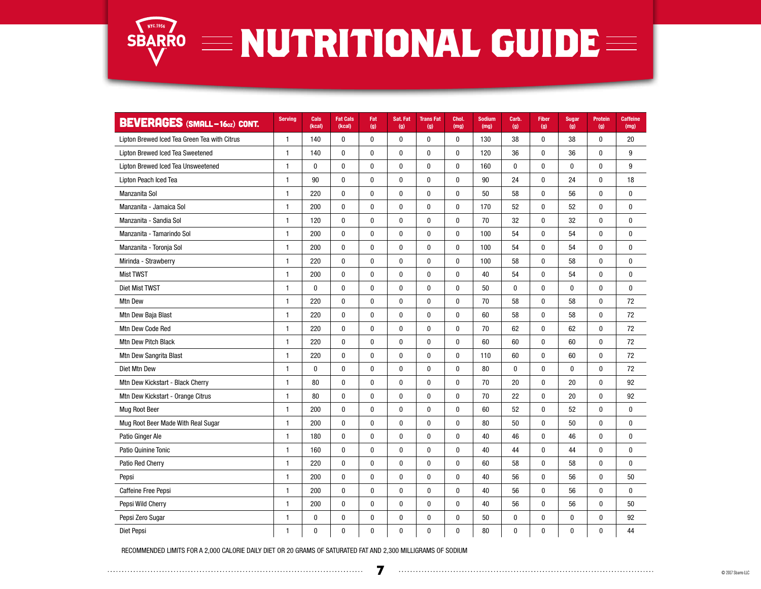# SBARRO NUTRITIONAL GUIDE

| BEVERAGES (SMALL – 16oz) CONT. | Serving | Cals (kcal) | Fat Cals (kcal) | Fat (g) | Sat. Fat (g) | Trans Fat (g) | Chol. (mg) | Sodium (mg) | Carb. (g) | Fiber (g) | Sugar (g) | Protein (g) | Caffeine (mg) |
|---|---|---|---|---|---|---|---|---|---|---|---|---|---|
| Lipton Brewed Iced Tea Green Tea with Citrus | 1 | 140 | 0 | 0 | 0 | 0 | 0 | 130 | 38 | 0 | 38 | 0 | 20 |
| Lipton Brewed Iced Tea Sweetened | 1 | 140 | 0 | 0 | 0 | 0 | 0 | 120 | 36 | 0 | 36 | 0 | 9 |
| Lipton Brewed Iced Tea Unsweetened | 1 | 0 | 0 | 0 | 0 | 0 | 0 | 160 | 0 | 0 | 0 | 0 | 9 |
| Lipton Peach Iced Tea | 1 | 90 | 0 | 0 | 0 | 0 | 0 | 90 | 24 | 0 | 24 | 0 | 18 |
| Manzanita Sol | 1 | 220 | 0 | 0 | 0 | 0 | 0 | 50 | 58 | 0 | 56 | 0 | 0 |
| Manzanita - Jamaica Sol | 1 | 200 | 0 | 0 | 0 | 0 | 0 | 170 | 52 | 0 | 52 | 0 | 0 |
| Manzanita - Sandia Sol | 1 | 120 | 0 | 0 | 0 | 0 | 0 | 70 | 32 | 0 | 32 | 0 | 0 |
| Manzanita - Tamarindo Sol | 1 | 200 | 0 | 0 | 0 | 0 | 0 | 100 | 54 | 0 | 54 | 0 | 0 |
| Manzanita - Toronja Sol | 1 | 200 | 0 | 0 | 0 | 0 | 0 | 100 | 54 | 0 | 54 | 0 | 0 |
| Mirinda - Strawberry | 1 | 220 | 0 | 0 | 0 | 0 | 0 | 100 | 58 | 0 | 58 | 0 | 0 |
| Mist TWST | 1 | 200 | 0 | 0 | 0 | 0 | 0 | 40 | 54 | 0 | 54 | 0 | 0 |
| Diet Mist TWST | 1 | 0 | 0 | 0 | 0 | 0 | 0 | 50 | 0 | 0 | 0 | 0 | 0 |
| Mtn Dew | 1 | 220 | 0 | 0 | 0 | 0 | 0 | 70 | 58 | 0 | 58 | 0 | 72 |
| Mtn Dew Baja Blast | 1 | 220 | 0 | 0 | 0 | 0 | 0 | 60 | 58 | 0 | 58 | 0 | 72 |
| Mtn Dew Code Red | 1 | 220 | 0 | 0 | 0 | 0 | 0 | 70 | 62 | 0 | 62 | 0 | 72 |
| Mtn Dew Pitch Black | 1 | 220 | 0 | 0 | 0 | 0 | 0 | 60 | 60 | 0 | 60 | 0 | 72 |
| Mtn Dew Sangrita Blast | 1 | 220 | 0 | 0 | 0 | 0 | 0 | 110 | 60 | 0 | 60 | 0 | 72 |
| Diet Mtn Dew | 1 | 0 | 0 | 0 | 0 | 0 | 0 | 80 | 0 | 0 | 0 | 0 | 72 |
| Mtn Dew Kickstart - Black Cherry | 1 | 80 | 0 | 0 | 0 | 0 | 0 | 70 | 20 | 0 | 20 | 0 | 92 |
| Mtn Dew Kickstart - Orange Citrus | 1 | 80 | 0 | 0 | 0 | 0 | 0 | 70 | 22 | 0 | 20 | 0 | 92 |
| Mug Root Beer | 1 | 200 | 0 | 0 | 0 | 0 | 0 | 60 | 52 | 0 | 52 | 0 | 0 |
| Mug Root Beer Made With Real Sugar | 1 | 200 | 0 | 0 | 0 | 0 | 0 | 80 | 50 | 0 | 50 | 0 | 0 |
| Patio Ginger Ale | 1 | 180 | 0 | 0 | 0 | 0 | 0 | 40 | 46 | 0 | 46 | 0 | 0 |
| Patio Quinine Tonic | 1 | 160 | 0 | 0 | 0 | 0 | 0 | 40 | 44 | 0 | 44 | 0 | 0 |
| Patio Red Cherry | 1 | 220 | 0 | 0 | 0 | 0 | 0 | 60 | 58 | 0 | 58 | 0 | 0 |
| Pepsi | 1 | 200 | 0 | 0 | 0 | 0 | 0 | 40 | 56 | 0 | 56 | 0 | 50 |
| Caffeine Free Pepsi | 1 | 200 | 0 | 0 | 0 | 0 | 0 | 40 | 56 | 0 | 56 | 0 | 0 |
| Pepsi Wild Cherry | 1 | 200 | 0 | 0 | 0 | 0 | 0 | 40 | 56 | 0 | 56 | 0 | 50 |
| Pepsi Zero Sugar | 1 | 0 | 0 | 0 | 0 | 0 | 0 | 50 | 0 | 0 | 0 | 0 | 92 |
| Diet Pepsi | 1 | 0 | 0 | 0 | 0 | 0 | 0 | 80 | 0 | 0 | 0 | 0 | 44 |

RECOMMENDED LIMITS FOR A 2,000 CALORIE DAILY DIET OR 20 GRAMS OF SATURATED FAT AND 2,300 MILLIGRAMS OF SODIUM

© 2017 Sbarro LLC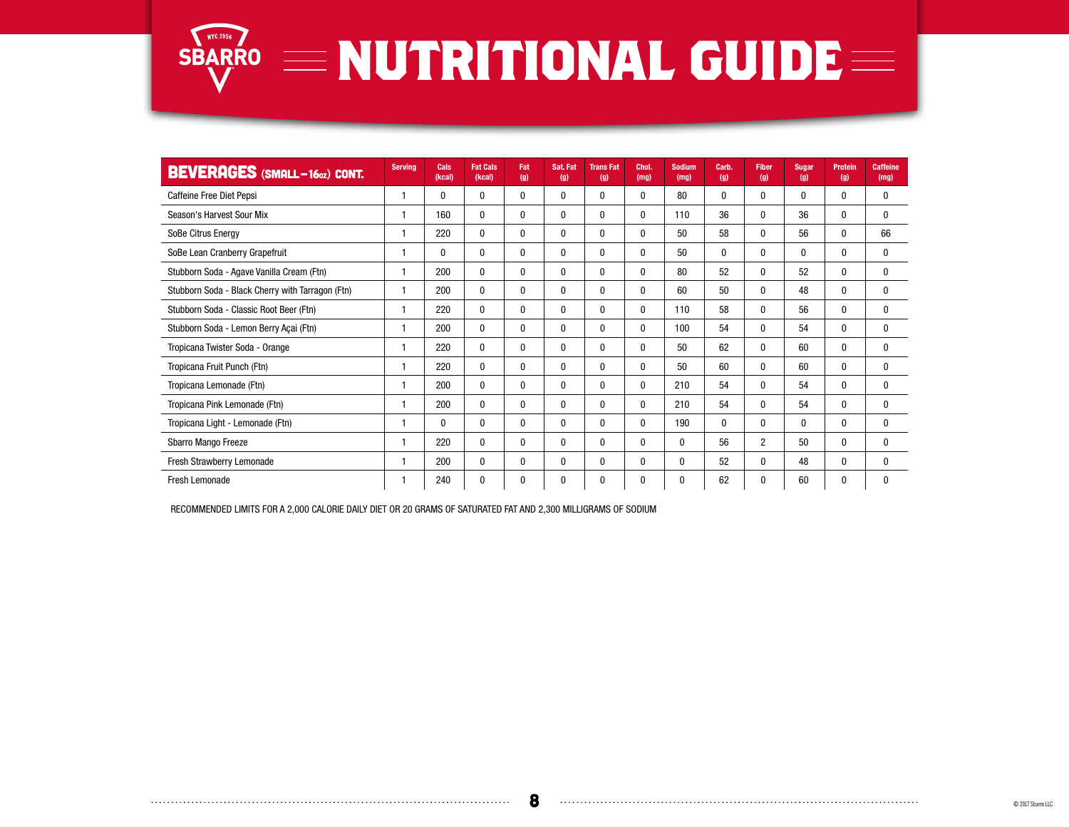# NUTRITIONAL GUIDE

| BEVERAGES (SMALL – 16oz) CONT. | Serving | Cals (kcal) | Fat Cals (kcal) | Fat (g) | Sat. Fat (g) | Trans Fat (g) | Chol. (mg) | Sodium (mg) | Carb. (g) | Fiber (g) | Sugar (g) | Protein (g) | Caffeine (mg) |
|---|---|---|---|---|---|---|---|---|---|---|---|---|---|
| Caffeine Free Diet Pepsi | 1 | 0 | 0 | 0 | 0 | 0 | 0 | 80 | 0 | 0 | 0 | 0 | 0 |
| Season's Harvest Sour Mix | 1 | 160 | 0 | 0 | 0 | 0 | 0 | 110 | 36 | 0 | 36 | 0 | 0 |
| SoBe Citrus Energy | 1 | 220 | 0 | 0 | 0 | 0 | 0 | 50 | 58 | 0 | 56 | 0 | 66 |
| SoBe Lean Cranberry Grapefruit | 1 | 0 | 0 | 0 | 0 | 0 | 0 | 50 | 0 | 0 | 0 | 0 | 0 |
| Stubborn Soda - Agave Vanilla Cream (Ftn) | 1 | 200 | 0 | 0 | 0 | 0 | 0 | 80 | 52 | 0 | 52 | 0 | 0 |
| Stubborn Soda - Black Cherry with Tarragon (Ftn) | 1 | 200 | 0 | 0 | 0 | 0 | 0 | 60 | 50 | 0 | 48 | 0 | 0 |
| Stubborn Soda - Classic Root Beer (Ftn) | 1 | 220 | 0 | 0 | 0 | 0 | 0 | 110 | 58 | 0 | 56 | 0 | 0 |
| Stubborn Soda - Lemon Berry Açai (Ftn) | 1 | 200 | 0 | 0 | 0 | 0 | 0 | 100 | 54 | 0 | 54 | 0 | 0 |
| Tropicana Twister Soda - Orange | 1 | 220 | 0 | 0 | 0 | 0 | 0 | 50 | 62 | 0 | 60 | 0 | 0 |
| Tropicana Fruit Punch (Ftn) | 1 | 220 | 0 | 0 | 0 | 0 | 0 | 50 | 60 | 0 | 60 | 0 | 0 |
| Tropicana Lemonade (Ftn) | 1 | 200 | 0 | 0 | 0 | 0 | 0 | 210 | 54 | 0 | 54 | 0 | 0 |
| Tropicana Pink Lemonade (Ftn) | 1 | 200 | 0 | 0 | 0 | 0 | 0 | 210 | 54 | 0 | 54 | 0 | 0 |
| Tropicana Light - Lemonade (Ftn) | 1 | 0 | 0 | 0 | 0 | 0 | 0 | 190 | 0 | 0 | 0 | 0 | 0 |
| Sbarro Mango Freeze | 1 | 220 | 0 | 0 | 0 | 0 | 0 | 0 | 56 | 2 | 50 | 0 | 0 |
| Fresh Strawberry Lemonade | 1 | 200 | 0 | 0 | 0 | 0 | 0 | 0 | 52 | 0 | 48 | 0 | 0 |
| Fresh Lemonade | 1 | 240 | 0 | 0 | 0 | 0 | 0 | 0 | 62 | 0 | 60 | 0 | 0 |

RECOMMENDED LIMITS FOR A 2,000 CALORIE DAILY DIET OR 20 GRAMS OF SATURATED FAT AND 2,300 MILLIGRAMS OF SODIUM

© 2017 Sbarro LLC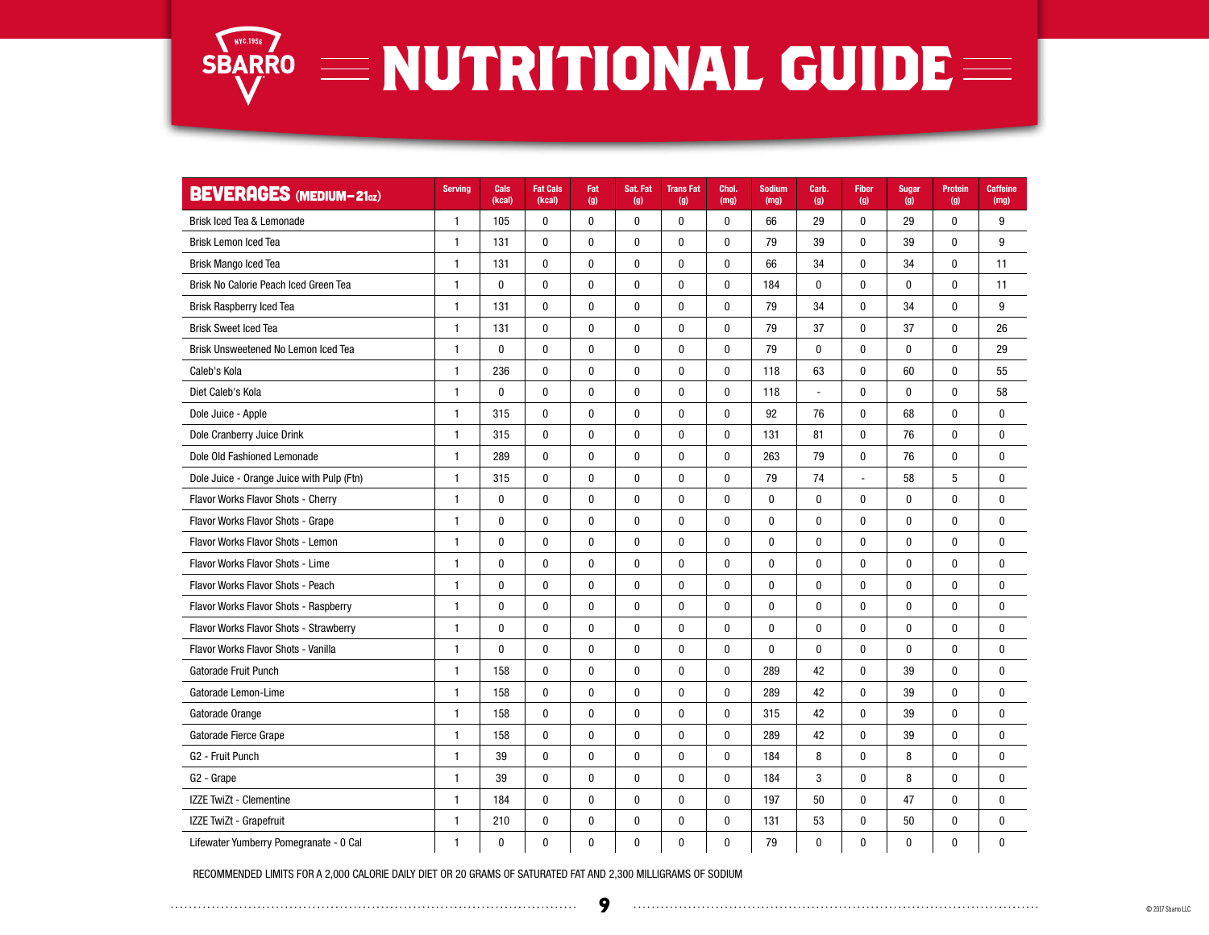# SBARRO NUTRITIONAL GUIDE

| BEVERAGES (MEDIUM–21oz) | Serving | Cals (kcal) | Fat Cals (kcal) | Fat (g) | Sat. Fat (g) | Trans Fat (g) | Chol. (mg) | Sodium (mg) | Carb. (g) | Fiber (g) | Sugar (g) | Protein (g) | Caffeine (mg) |
|---|---|---|---|---|---|---|---|---|---|---|---|---|---|
| Brisk Iced Tea & Lemonade | 1 | 105 | 0 | 0 | 0 | 0 | 0 | 66 | 29 | 0 | 29 | 0 | 9 |
| Brisk Lemon Iced Tea | 1 | 131 | 0 | 0 | 0 | 0 | 0 | 79 | 39 | 0 | 39 | 0 | 9 |
| Brisk Mango Iced Tea | 1 | 131 | 0 | 0 | 0 | 0 | 0 | 66 | 34 | 0 | 34 | 0 | 11 |
| Brisk No Calorie Peach Iced Green Tea | 1 | 0 | 0 | 0 | 0 | 0 | 0 | 184 | 0 | 0 | 0 | 0 | 11 |
| Brisk Raspberry Iced Tea | 1 | 131 | 0 | 0 | 0 | 0 | 0 | 79 | 34 | 0 | 34 | 0 | 9 |
| Brisk Sweet Iced Tea | 1 | 131 | 0 | 0 | 0 | 0 | 0 | 79 | 37 | 0 | 37 | 0 | 26 |
| Brisk Unsweetened No Lemon Iced Tea | 1 | 0 | 0 | 0 | 0 | 0 | 0 | 79 | 0 | 0 | 0 | 0 | 29 |
| Caleb's Kola | 1 | 236 | 0 | 0 | 0 | 0 | 0 | 118 | 63 | 0 | 60 | 0 | 55 |
| Diet Caleb's Kola | 1 | 0 | 0 | 0 | 0 | 0 | 0 | 118 | - | 0 | 0 | 0 | 58 |
| Dole Juice - Apple | 1 | 315 | 0 | 0 | 0 | 0 | 0 | 92 | 76 | 0 | 68 | 0 | 0 |
| Dole Cranberry Juice Drink | 1 | 315 | 0 | 0 | 0 | 0 | 0 | 131 | 81 | 0 | 76 | 0 | 0 |
| Dole Old Fashioned Lemonade | 1 | 289 | 0 | 0 | 0 | 0 | 0 | 263 | 79 | 0 | 76 | 0 | 0 |
| Dole Juice - Orange Juice with Pulp (Ftn) | 1 | 315 | 0 | 0 | 0 | 0 | 0 | 79 | 74 | - | 58 | 5 | 0 |
| Flavor Works Flavor Shots - Cherry | 1 | 0 | 0 | 0 | 0 | 0 | 0 | 0 | 0 | 0 | 0 | 0 | 0 |
| Flavor Works Flavor Shots - Grape | 1 | 0 | 0 | 0 | 0 | 0 | 0 | 0 | 0 | 0 | 0 | 0 | 0 |
| Flavor Works Flavor Shots - Lemon | 1 | 0 | 0 | 0 | 0 | 0 | 0 | 0 | 0 | 0 | 0 | 0 | 0 |
| Flavor Works Flavor Shots - Lime | 1 | 0 | 0 | 0 | 0 | 0 | 0 | 0 | 0 | 0 | 0 | 0 | 0 |
| Flavor Works Flavor Shots - Peach | 1 | 0 | 0 | 0 | 0 | 0 | 0 | 0 | 0 | 0 | 0 | 0 | 0 |
| Flavor Works Flavor Shots - Raspberry | 1 | 0 | 0 | 0 | 0 | 0 | 0 | 0 | 0 | 0 | 0 | 0 | 0 |
| Flavor Works Flavor Shots - Strawberry | 1 | 0 | 0 | 0 | 0 | 0 | 0 | 0 | 0 | 0 | 0 | 0 | 0 |
| Flavor Works Flavor Shots - Vanilla | 1 | 0 | 0 | 0 | 0 | 0 | 0 | 0 | 0 | 0 | 0 | 0 | 0 |
| Gatorade Fruit Punch | 1 | 158 | 0 | 0 | 0 | 0 | 0 | 289 | 42 | 0 | 39 | 0 | 0 |
| Gatorade Lemon-Lime | 1 | 158 | 0 | 0 | 0 | 0 | 0 | 289 | 42 | 0 | 39 | 0 | 0 |
| Gatorade Orange | 1 | 158 | 0 | 0 | 0 | 0 | 0 | 315 | 42 | 0 | 39 | 0 | 0 |
| Gatorade Fierce Grape | 1 | 158 | 0 | 0 | 0 | 0 | 0 | 289 | 42 | 0 | 39 | 0 | 0 |
| G2 - Fruit Punch | 1 | 39 | 0 | 0 | 0 | 0 | 0 | 184 | 8 | 0 | 8 | 0 | 0 |
| G2 - Grape | 1 | 39 | 0 | 0 | 0 | 0 | 0 | 184 | 3 | 0 | 8 | 0 | 0 |
| IZZE TwiZt - Clementine | 1 | 184 | 0 | 0 | 0 | 0 | 0 | 197 | 50 | 0 | 47 | 0 | 0 |
| IZZE TwiZt - Grapefruit | 1 | 210 | 0 | 0 | 0 | 0 | 0 | 131 | 53 | 0 | 50 | 0 | 0 |
| Lifewater Yumberry Pomegranate - 0 Cal | 1 | 0 | 0 | 0 | 0 | 0 | 0 | 79 | 0 | 0 | 0 | 0 | 0 |

RECOMMENDED LIMITS FOR A 2,000 CALORIE DAILY DIET OR 20 GRAMS OF SATURATED FAT AND 2,300 MILLIGRAMS OF SODIUM

© 2017 Sbarro LLC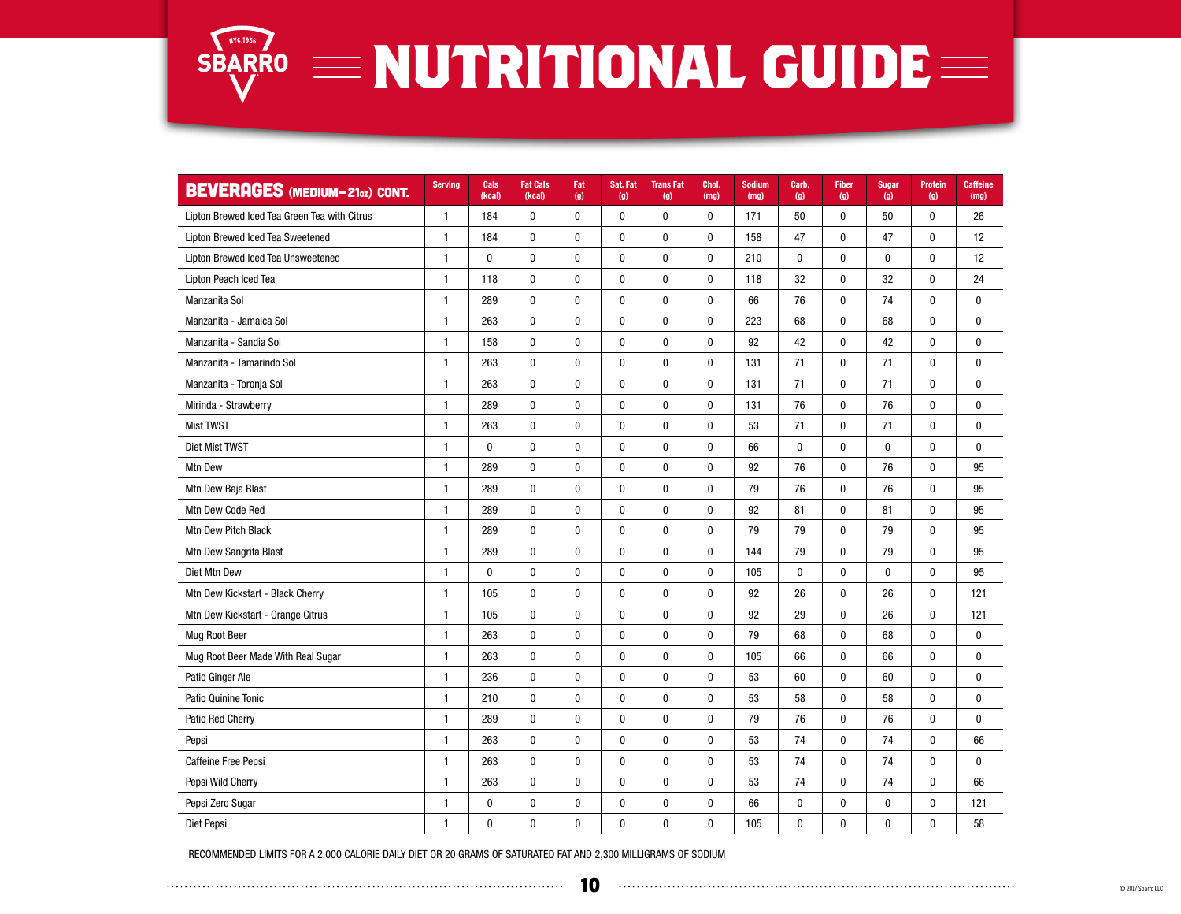# SBARRO NUTRITIONAL GUIDE

| BEVERAGES (MEDIUM–21oz) CONT. | Serving | Cals (kcal) | Fat Cals (kcal) | Fat (g) | Sat. Fat (g) | Trans Fat (g) | Chol. (mg) | Sodium (mg) | Carb. (g) | Fiber (g) | Sugar (g) | Protein (g) | Caffeine (mg) |
|---|---|---|---|---|---|---|---|---|---|---|---|---|---|
| Lipton Brewed Iced Tea Green Tea with Citrus | 1 | 184 | 0 | 0 | 0 | 0 | 0 | 171 | 50 | 0 | 50 | 0 | 26 |
| Lipton Brewed Iced Tea Sweetened | 1 | 184 | 0 | 0 | 0 | 0 | 0 | 158 | 47 | 0 | 47 | 0 | 12 |
| Lipton Brewed Iced Tea Unsweetened | 1 | 0 | 0 | 0 | 0 | 0 | 0 | 210 | 0 | 0 | 0 | 0 | 12 |
| Lipton Peach Iced Tea | 1 | 118 | 0 | 0 | 0 | 0 | 0 | 118 | 32 | 0 | 32 | 0 | 24 |
| Manzanita Sol | 1 | 289 | 0 | 0 | 0 | 0 | 0 | 66 | 76 | 0 | 74 | 0 | 0 |
| Manzanita - Jamaica Sol | 1 | 263 | 0 | 0 | 0 | 0 | 0 | 223 | 68 | 0 | 68 | 0 | 0 |
| Manzanita - Sandia Sol | 1 | 158 | 0 | 0 | 0 | 0 | 0 | 92 | 42 | 0 | 42 | 0 | 0 |
| Manzanita - Tamarindo Sol | 1 | 263 | 0 | 0 | 0 | 0 | 0 | 131 | 71 | 0 | 71 | 0 | 0 |
| Manzanita - Toronja Sol | 1 | 263 | 0 | 0 | 0 | 0 | 0 | 131 | 71 | 0 | 71 | 0 | 0 |
| Mirinda - Strawberry | 1 | 289 | 0 | 0 | 0 | 0 | 0 | 131 | 76 | 0 | 76 | 0 | 0 |
| Mist TWST | 1 | 263 | 0 | 0 | 0 | 0 | 0 | 53 | 71 | 0 | 71 | 0 | 0 |
| Diet Mist TWST | 1 | 0 | 0 | 0 | 0 | 0 | 0 | 66 | 0 | 0 | 0 | 0 | 0 |
| Mtn Dew | 1 | 289 | 0 | 0 | 0 | 0 | 0 | 92 | 76 | 0 | 76 | 0 | 95 |
| Mtn Dew Baja Blast | 1 | 289 | 0 | 0 | 0 | 0 | 0 | 79 | 76 | 0 | 76 | 0 | 95 |
| Mtn Dew Code Red | 1 | 289 | 0 | 0 | 0 | 0 | 0 | 92 | 81 | 0 | 81 | 0 | 95 |
| Mtn Dew Pitch Black | 1 | 289 | 0 | 0 | 0 | 0 | 0 | 79 | 79 | 0 | 79 | 0 | 95 |
| Mtn Dew Sangrita Blast | 1 | 289 | 0 | 0 | 0 | 0 | 0 | 144 | 79 | 0 | 79 | 0 | 95 |
| Diet Mtn Dew | 1 | 0 | 0 | 0 | 0 | 0 | 0 | 105 | 0 | 0 | 0 | 0 | 95 |
| Mtn Dew Kickstart - Black Cherry | 1 | 105 | 0 | 0 | 0 | 0 | 0 | 92 | 26 | 0 | 26 | 0 | 121 |
| Mtn Dew Kickstart - Orange Citrus | 1 | 105 | 0 | 0 | 0 | 0 | 0 | 92 | 29 | 0 | 26 | 0 | 121 |
| Mug Root Beer | 1 | 263 | 0 | 0 | 0 | 0 | 0 | 79 | 68 | 0 | 68 | 0 | 0 |
| Mug Root Beer Made With Real Sugar | 1 | 263 | 0 | 0 | 0 | 0 | 0 | 105 | 66 | 0 | 66 | 0 | 0 |
| Patio Ginger Ale | 1 | 236 | 0 | 0 | 0 | 0 | 0 | 53 | 60 | 0 | 60 | 0 | 0 |
| Patio Quinine Tonic | 1 | 210 | 0 | 0 | 0 | 0 | 0 | 53 | 58 | 0 | 58 | 0 | 0 |
| Patio Red Cherry | 1 | 289 | 0 | 0 | 0 | 0 | 0 | 79 | 76 | 0 | 76 | 0 | 0 |
| Pepsi | 1 | 263 | 0 | 0 | 0 | 0 | 0 | 53 | 74 | 0 | 74 | 0 | 66 |
| Caffeine Free Pepsi | 1 | 263 | 0 | 0 | 0 | 0 | 0 | 53 | 74 | 0 | 74 | 0 | 0 |
| Pepsi Wild Cherry | 1 | 263 | 0 | 0 | 0 | 0 | 0 | 53 | 74 | 0 | 74 | 0 | 66 |
| Pepsi Zero Sugar | 1 | 0 | 0 | 0 | 0 | 0 | 0 | 66 | 0 | 0 | 0 | 0 | 121 |
| Diet Pepsi | 1 | 0 | 0 | 0 | 0 | 0 | 0 | 105 | 0 | 0 | 0 | 0 | 58 |

RECOMMENDED LIMITS FOR A 2,000 CALORIE DAILY DIET OR 20 GRAMS OF SATURATED FAT AND 2,300 MILLIGRAMS OF SODIUM

© 2017 Sbarro LLC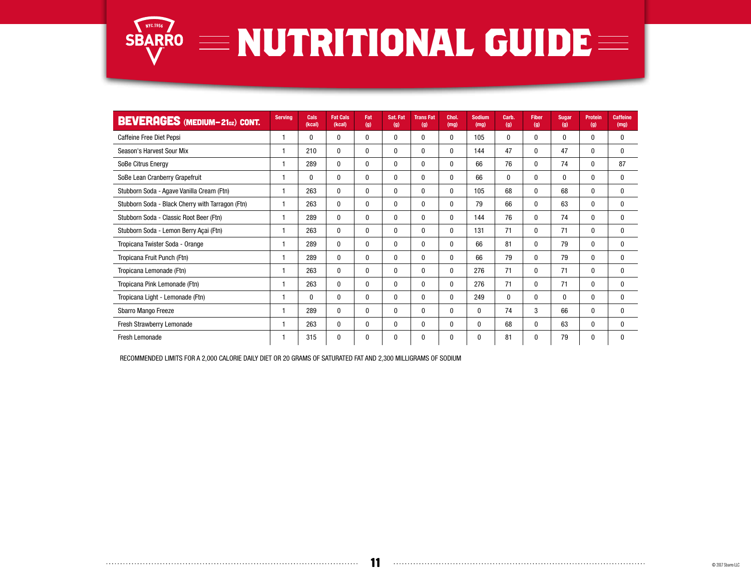# NUTRITIONAL GUIDE

| BEVERAGES (MEDIUM–21oz) CONT. | Serving | Cals (kcal) | Fat Cals (kcal) | Fat (g) | Sat. Fat (g) | Trans Fat (g) | Chol. (mg) | Sodium (mg) | Carb. (g) | Fiber (g) | Sugar (g) | Protein (g) | Caffeine (mg) |
|---|---|---|---|---|---|---|---|---|---|---|---|---|---|
| Caffeine Free Diet Pepsi | 1 | 0 | 0 | 0 | 0 | 0 | 0 | 105 | 0 | 0 | 0 | 0 | 0 |
| Season's Harvest Sour Mix | 1 | 210 | 0 | 0 | 0 | 0 | 0 | 144 | 47 | 0 | 47 | 0 | 0 |
| SoBe Citrus Energy | 1 | 289 | 0 | 0 | 0 | 0 | 0 | 66 | 76 | 0 | 74 | 0 | 87 |
| SoBe Lean Cranberry Grapefruit | 1 | 0 | 0 | 0 | 0 | 0 | 0 | 66 | 0 | 0 | 0 | 0 | 0 |
| Stubborn Soda - Agave Vanilla Cream (Ftn) | 1 | 263 | 0 | 0 | 0 | 0 | 0 | 105 | 68 | 0 | 68 | 0 | 0 |
| Stubborn Soda - Black Cherry with Tarragon (Ftn) | 1 | 263 | 0 | 0 | 0 | 0 | 0 | 79 | 66 | 0 | 63 | 0 | 0 |
| Stubborn Soda - Classic Root Beer (Ftn) | 1 | 289 | 0 | 0 | 0 | 0 | 0 | 144 | 76 | 0 | 74 | 0 | 0 |
| Stubborn Soda - Lemon Berry Açai (Ftn) | 1 | 263 | 0 | 0 | 0 | 0 | 0 | 131 | 71 | 0 | 71 | 0 | 0 |
| Tropicana Twister Soda - Orange | 1 | 289 | 0 | 0 | 0 | 0 | 0 | 66 | 81 | 0 | 79 | 0 | 0 |
| Tropicana Fruit Punch (Ftn) | 1 | 289 | 0 | 0 | 0 | 0 | 0 | 66 | 79 | 0 | 79 | 0 | 0 |
| Tropicana Lemonade (Ftn) | 1 | 263 | 0 | 0 | 0 | 0 | 0 | 276 | 71 | 0 | 71 | 0 | 0 |
| Tropicana Pink Lemonade (Ftn) | 1 | 263 | 0 | 0 | 0 | 0 | 0 | 276 | 71 | 0 | 71 | 0 | 0 |
| Tropicana Light - Lemonade (Ftn) | 1 | 0 | 0 | 0 | 0 | 0 | 0 | 249 | 0 | 0 | 0 | 0 | 0 |
| Sbarro Mango Freeze | 1 | 289 | 0 | 0 | 0 | 0 | 0 | 0 | 74 | 3 | 66 | 0 | 0 |
| Fresh Strawberry Lemonade | 1 | 263 | 0 | 0 | 0 | 0 | 0 | 0 | 68 | 0 | 63 | 0 | 0 |
| Fresh Lemonade | 1 | 315 | 0 | 0 | 0 | 0 | 0 | 0 | 81 | 0 | 79 | 0 | 0 |

RECOMMENDED LIMITS FOR A 2,000 CALORIE DAILY DIET OR 20 GRAMS OF SATURATED FAT AND 2,300 MILLIGRAMS OF SODIUM

© 2017 Sbarro LLC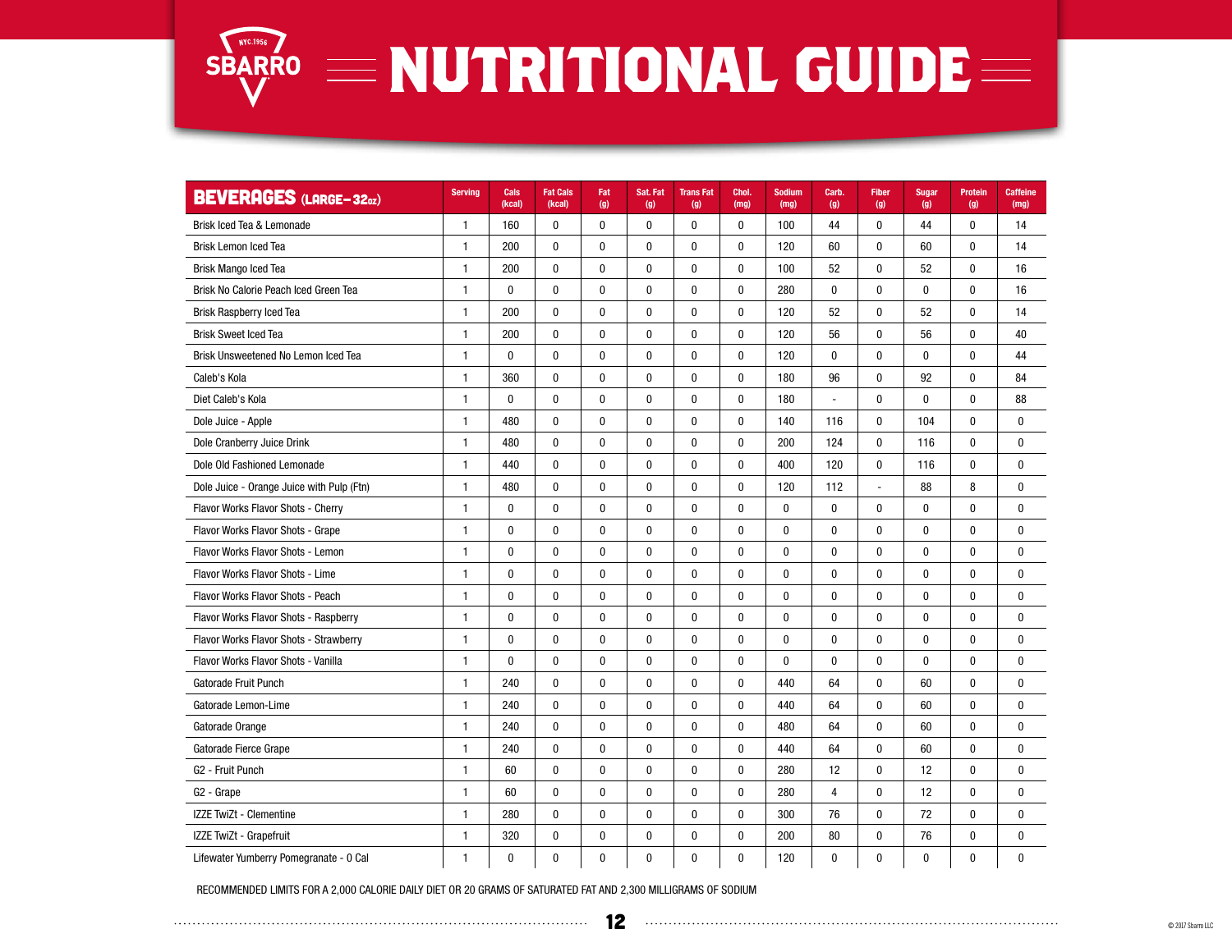# SBARRO NUTRITIONAL GUIDE

| BEVERAGES (LARGE – 32oz) | Serving | Cals (kcal) | Fat Cals (kcal) | Fat (g) | Sat. Fat (g) | Trans Fat (g) | Chol. (mg) | Sodium (mg) | Carb. (g) | Fiber (g) | Sugar (g) | Protein (g) | Caffeine (mg) |
|---|---|---|---|---|---|---|---|---|---|---|---|---|---|
| Brisk Iced Tea & Lemonade | 1 | 160 | 0 | 0 | 0 | 0 | 0 | 100 | 44 | 0 | 44 | 0 | 14 |
| Brisk Lemon Iced Tea | 1 | 200 | 0 | 0 | 0 | 0 | 0 | 120 | 60 | 0 | 60 | 0 | 14 |
| Brisk Mango Iced Tea | 1 | 200 | 0 | 0 | 0 | 0 | 0 | 100 | 52 | 0 | 52 | 0 | 16 |
| Brisk No Calorie Peach Iced Green Tea | 1 | 0 | 0 | 0 | 0 | 0 | 0 | 280 | 0 | 0 | 0 | 0 | 16 |
| Brisk Raspberry Iced Tea | 1 | 200 | 0 | 0 | 0 | 0 | 0 | 120 | 52 | 0 | 52 | 0 | 14 |
| Brisk Sweet Iced Tea | 1 | 200 | 0 | 0 | 0 | 0 | 0 | 120 | 56 | 0 | 56 | 0 | 40 |
| Brisk Unsweetened No Lemon Iced Tea | 1 | 0 | 0 | 0 | 0 | 0 | 0 | 120 | 0 | 0 | 0 | 0 | 44 |
| Caleb's Kola | 1 | 360 | 0 | 0 | 0 | 0 | 0 | 180 | 96 | 0 | 92 | 0 | 84 |
| Diet Caleb's Kola | 1 | 0 | 0 | 0 | 0 | 0 | 0 | 180 | - | 0 | 0 | 0 | 88 |
| Dole Juice - Apple | 1 | 480 | 0 | 0 | 0 | 0 | 0 | 140 | 116 | 0 | 104 | 0 | 0 |
| Dole Cranberry Juice Drink | 1 | 480 | 0 | 0 | 0 | 0 | 0 | 200 | 124 | 0 | 116 | 0 | 0 |
| Dole Old Fashioned Lemonade | 1 | 440 | 0 | 0 | 0 | 0 | 0 | 400 | 120 | 0 | 116 | 0 | 0 |
| Dole Juice - Orange Juice with Pulp (Ftn) | 1 | 480 | 0 | 0 | 0 | 0 | 0 | 120 | 112 | - | 88 | 8 | 0 |
| Flavor Works Flavor Shots - Cherry | 1 | 0 | 0 | 0 | 0 | 0 | 0 | 0 | 0 | 0 | 0 | 0 | 0 |
| Flavor Works Flavor Shots - Grape | 1 | 0 | 0 | 0 | 0 | 0 | 0 | 0 | 0 | 0 | 0 | 0 | 0 |
| Flavor Works Flavor Shots - Lemon | 1 | 0 | 0 | 0 | 0 | 0 | 0 | 0 | 0 | 0 | 0 | 0 | 0 |
| Flavor Works Flavor Shots - Lime | 1 | 0 | 0 | 0 | 0 | 0 | 0 | 0 | 0 | 0 | 0 | 0 | 0 |
| Flavor Works Flavor Shots - Peach | 1 | 0 | 0 | 0 | 0 | 0 | 0 | 0 | 0 | 0 | 0 | 0 | 0 |
| Flavor Works Flavor Shots - Raspberry | 1 | 0 | 0 | 0 | 0 | 0 | 0 | 0 | 0 | 0 | 0 | 0 | 0 |
| Flavor Works Flavor Shots - Strawberry | 1 | 0 | 0 | 0 | 0 | 0 | 0 | 0 | 0 | 0 | 0 | 0 | 0 |
| Flavor Works Flavor Shots - Vanilla | 1 | 0 | 0 | 0 | 0 | 0 | 0 | 0 | 0 | 0 | 0 | 0 | 0 |
| Gatorade Fruit Punch | 1 | 240 | 0 | 0 | 0 | 0 | 0 | 440 | 64 | 0 | 60 | 0 | 0 |
| Gatorade Lemon-Lime | 1 | 240 | 0 | 0 | 0 | 0 | 0 | 440 | 64 | 0 | 60 | 0 | 0 |
| Gatorade Orange | 1 | 240 | 0 | 0 | 0 | 0 | 0 | 480 | 64 | 0 | 60 | 0 | 0 |
| Gatorade Fierce Grape | 1 | 240 | 0 | 0 | 0 | 0 | 0 | 440 | 64 | 0 | 60 | 0 | 0 |
| G2 - Fruit Punch | 1 | 60 | 0 | 0 | 0 | 0 | 0 | 280 | 12 | 0 | 12 | 0 | 0 |
| G2 - Grape | 1 | 60 | 0 | 0 | 0 | 0 | 0 | 280 | 4 | 0 | 12 | 0 | 0 |
| IZZE TwiZt - Clementine | 1 | 280 | 0 | 0 | 0 | 0 | 0 | 300 | 76 | 0 | 72 | 0 | 0 |
| IZZE TwiZt - Grapefruit | 1 | 320 | 0 | 0 | 0 | 0 | 0 | 200 | 80 | 0 | 76 | 0 | 0 |
| Lifewater Yumberry Pomegranate - 0 Cal | 1 | 0 | 0 | 0 | 0 | 0 | 0 | 120 | 0 | 0 | 0 | 0 | 0 |

RECOMMENDED LIMITS FOR A 2,000 CALORIE DAILY DIET OR 20 GRAMS OF SATURATED FAT AND 2,300 MILLIGRAMS OF SODIUM

© 2017 Sbarro LLC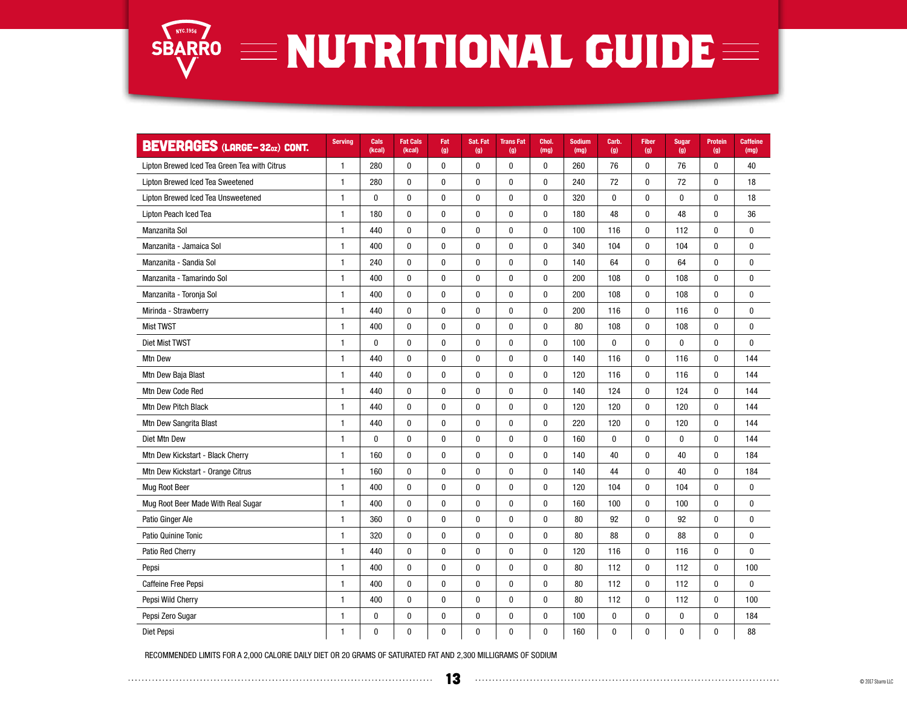# SBARRO NUTRITIONAL GUIDE

| BEVERAGES (LARGE – 32oz) CONT. | Serving | Cals (kcal) | Fat Cals (kcal) | Fat (g) | Sat. Fat (g) | Trans Fat (g) | Chol. (mg) | Sodium (mg) | Carb. (g) | Fiber (g) | Sugar (g) | Protein (g) | Caffeine (mg) |
|---|---|---|---|---|---|---|---|---|---|---|---|---|---|
| Lipton Brewed Iced Tea Green Tea with Citrus | 1 | 280 | 0 | 0 | 0 | 0 | 0 | 260 | 76 | 0 | 76 | 0 | 40 |
| Lipton Brewed Iced Tea Sweetened | 1 | 280 | 0 | 0 | 0 | 0 | 0 | 240 | 72 | 0 | 72 | 0 | 18 |
| Lipton Brewed Iced Tea Unsweetened | 1 | 0 | 0 | 0 | 0 | 0 | 0 | 320 | 0 | 0 | 0 | 0 | 18 |
| Lipton Peach Iced Tea | 1 | 180 | 0 | 0 | 0 | 0 | 0 | 180 | 48 | 0 | 48 | 0 | 36 |
| Manzanita Sol | 1 | 440 | 0 | 0 | 0 | 0 | 0 | 100 | 116 | 0 | 112 | 0 | 0 |
| Manzanita - Jamaica Sol | 1 | 400 | 0 | 0 | 0 | 0 | 0 | 340 | 104 | 0 | 104 | 0 | 0 |
| Manzanita - Sandia Sol | 1 | 240 | 0 | 0 | 0 | 0 | 0 | 140 | 64 | 0 | 64 | 0 | 0 |
| Manzanita - Tamarindo Sol | 1 | 400 | 0 | 0 | 0 | 0 | 0 | 200 | 108 | 0 | 108 | 0 | 0 |
| Manzanita - Toronja Sol | 1 | 400 | 0 | 0 | 0 | 0 | 0 | 200 | 108 | 0 | 108 | 0 | 0 |
| Mirinda - Strawberry | 1 | 440 | 0 | 0 | 0 | 0 | 0 | 200 | 116 | 0 | 116 | 0 | 0 |
| Mist TWST | 1 | 400 | 0 | 0 | 0 | 0 | 0 | 80 | 108 | 0 | 108 | 0 | 0 |
| Diet Mist TWST | 1 | 0 | 0 | 0 | 0 | 0 | 0 | 100 | 0 | 0 | 0 | 0 | 0 |
| Mtn Dew | 1 | 440 | 0 | 0 | 0 | 0 | 0 | 140 | 116 | 0 | 116 | 0 | 144 |
| Mtn Dew Baja Blast | 1 | 440 | 0 | 0 | 0 | 0 | 0 | 120 | 116 | 0 | 116 | 0 | 144 |
| Mtn Dew Code Red | 1 | 440 | 0 | 0 | 0 | 0 | 0 | 140 | 124 | 0 | 124 | 0 | 144 |
| Mtn Dew Pitch Black | 1 | 440 | 0 | 0 | 0 | 0 | 0 | 120 | 120 | 0 | 120 | 0 | 144 |
| Mtn Dew Sangrita Blast | 1 | 440 | 0 | 0 | 0 | 0 | 0 | 220 | 120 | 0 | 120 | 0 | 144 |
| Diet Mtn Dew | 1 | 0 | 0 | 0 | 0 | 0 | 0 | 160 | 0 | 0 | 0 | 0 | 144 |
| Mtn Dew Kickstart - Black Cherry | 1 | 160 | 0 | 0 | 0 | 0 | 0 | 140 | 40 | 0 | 40 | 0 | 184 |
| Mtn Dew Kickstart - Orange Citrus | 1 | 160 | 0 | 0 | 0 | 0 | 0 | 140 | 44 | 0 | 40 | 0 | 184 |
| Mug Root Beer | 1 | 400 | 0 | 0 | 0 | 0 | 0 | 120 | 104 | 0 | 104 | 0 | 0 |
| Mug Root Beer Made With Real Sugar | 1 | 400 | 0 | 0 | 0 | 0 | 0 | 160 | 100 | 0 | 100 | 0 | 0 |
| Patio Ginger Ale | 1 | 360 | 0 | 0 | 0 | 0 | 0 | 80 | 92 | 0 | 92 | 0 | 0 |
| Patio Quinine Tonic | 1 | 320 | 0 | 0 | 0 | 0 | 0 | 80 | 88 | 0 | 88 | 0 | 0 |
| Patio Red Cherry | 1 | 440 | 0 | 0 | 0 | 0 | 0 | 120 | 116 | 0 | 116 | 0 | 0 |
| Pepsi | 1 | 400 | 0 | 0 | 0 | 0 | 0 | 80 | 112 | 0 | 112 | 0 | 100 |
| Caffeine Free Pepsi | 1 | 400 | 0 | 0 | 0 | 0 | 0 | 80 | 112 | 0 | 112 | 0 | 0 |
| Pepsi Wild Cherry | 1 | 400 | 0 | 0 | 0 | 0 | 0 | 80 | 112 | 0 | 112 | 0 | 100 |
| Pepsi Zero Sugar | 1 | 0 | 0 | 0 | 0 | 0 | 0 | 100 | 0 | 0 | 0 | 0 | 184 |
| Diet Pepsi | 1 | 0 | 0 | 0 | 0 | 0 | 0 | 160 | 0 | 0 | 0 | 0 | 88 |

RECOMMENDED LIMITS FOR A 2,000 CALORIE DAILY DIET OR 20 GRAMS OF SATURATED FAT AND 2,300 MILLIGRAMS OF SODIUM

© 2017 Sbarro LLC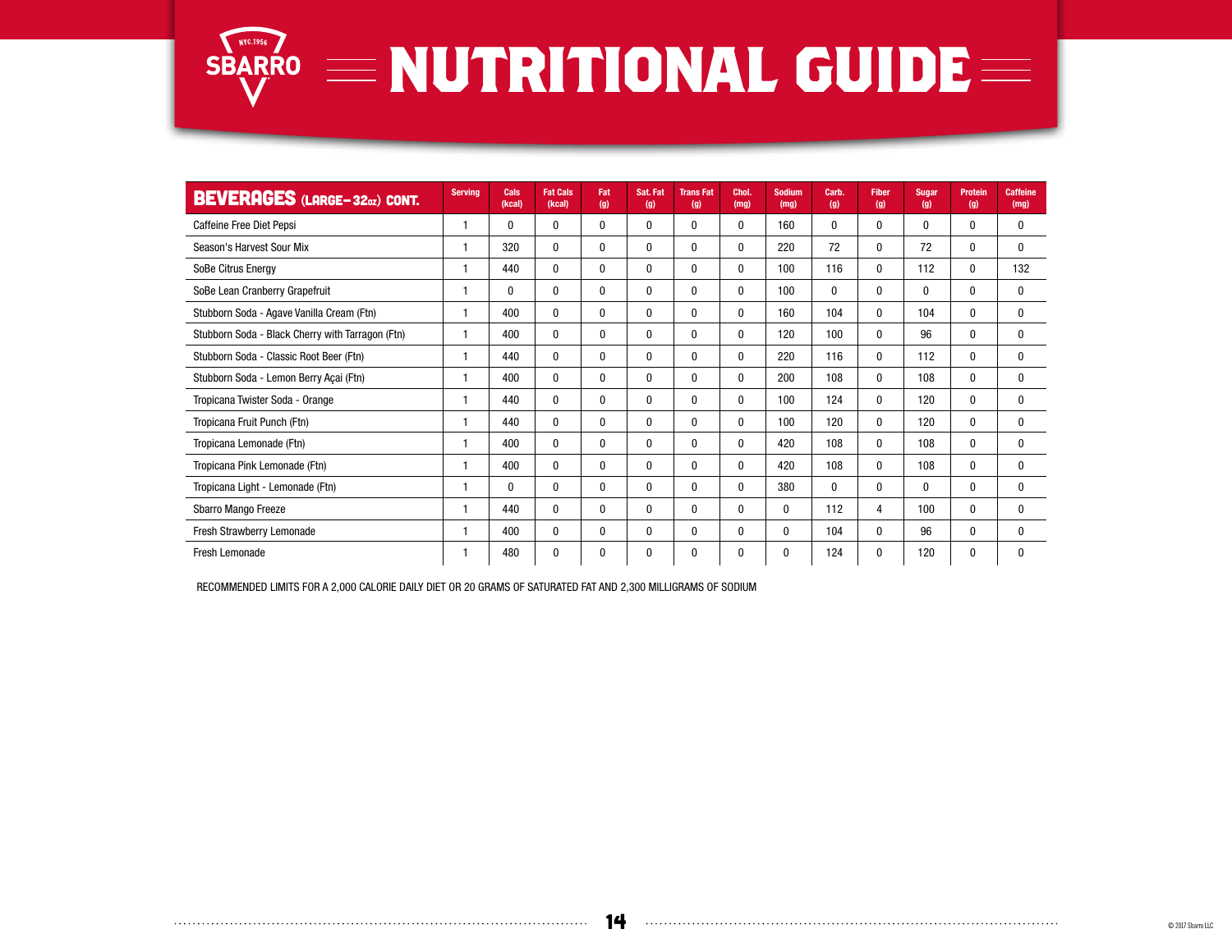# NUTRITIONAL GUIDE

| BEVERAGES (LARGE–32oz) CONT. | Serving | Cals (kcal) | Fat Cals (kcal) | Fat (g) | Sat. Fat (g) | Trans Fat (g) | Chol. (mg) | Sodium (mg) | Carb. (g) | Fiber (g) | Sugar (g) | Protein (g) | Caffeine (mg) |
|---|---|---|---|---|---|---|---|---|---|---|---|---|---|
| Caffeine Free Diet Pepsi | 1 | 0 | 0 | 0 | 0 | 0 | 0 | 160 | 0 | 0 | 0 | 0 | 0 |
| Season's Harvest Sour Mix | 1 | 320 | 0 | 0 | 0 | 0 | 0 | 220 | 72 | 0 | 72 | 0 | 0 |
| SoBe Citrus Energy | 1 | 440 | 0 | 0 | 0 | 0 | 0 | 100 | 116 | 0 | 112 | 0 | 132 |
| SoBe Lean Cranberry Grapefruit | 1 | 0 | 0 | 0 | 0 | 0 | 0 | 100 | 0 | 0 | 0 | 0 | 0 |
| Stubborn Soda - Agave Vanilla Cream (Ftn) | 1 | 400 | 0 | 0 | 0 | 0 | 0 | 160 | 104 | 0 | 104 | 0 | 0 |
| Stubborn Soda - Black Cherry with Tarragon (Ftn) | 1 | 400 | 0 | 0 | 0 | 0 | 0 | 120 | 100 | 0 | 96 | 0 | 0 |
| Stubborn Soda - Classic Root Beer (Ftn) | 1 | 440 | 0 | 0 | 0 | 0 | 0 | 220 | 116 | 0 | 112 | 0 | 0 |
| Stubborn Soda - Lemon Berry Açai (Ftn) | 1 | 400 | 0 | 0 | 0 | 0 | 0 | 200 | 108 | 0 | 108 | 0 | 0 |
| Tropicana Twister Soda - Orange | 1 | 440 | 0 | 0 | 0 | 0 | 0 | 100 | 124 | 0 | 120 | 0 | 0 |
| Tropicana Fruit Punch (Ftn) | 1 | 440 | 0 | 0 | 0 | 0 | 0 | 100 | 120 | 0 | 120 | 0 | 0 |
| Tropicana Lemonade (Ftn) | 1 | 400 | 0 | 0 | 0 | 0 | 0 | 420 | 108 | 0 | 108 | 0 | 0 |
| Tropicana Pink Lemonade (Ftn) | 1 | 400 | 0 | 0 | 0 | 0 | 0 | 420 | 108 | 0 | 108 | 0 | 0 |
| Tropicana Light - Lemonade (Ftn) | 1 | 0 | 0 | 0 | 0 | 0 | 0 | 380 | 0 | 0 | 0 | 0 | 0 |
| Sbarro Mango Freeze | 1 | 440 | 0 | 0 | 0 | 0 | 0 | 0 | 112 | 4 | 100 | 0 | 0 |
| Fresh Strawberry Lemonade | 1 | 400 | 0 | 0 | 0 | 0 | 0 | 0 | 104 | 0 | 96 | 0 | 0 |
| Fresh Lemonade | 1 | 480 | 0 | 0 | 0 | 0 | 0 | 0 | 124 | 0 | 120 | 0 | 0 |

RECOMMENDED LIMITS FOR A 2,000 CALORIE DAILY DIET OR 20 GRAMS OF SATURATED FAT AND 2,300 MILLIGRAMS OF SODIUM

© 2017 Sbarro LLC